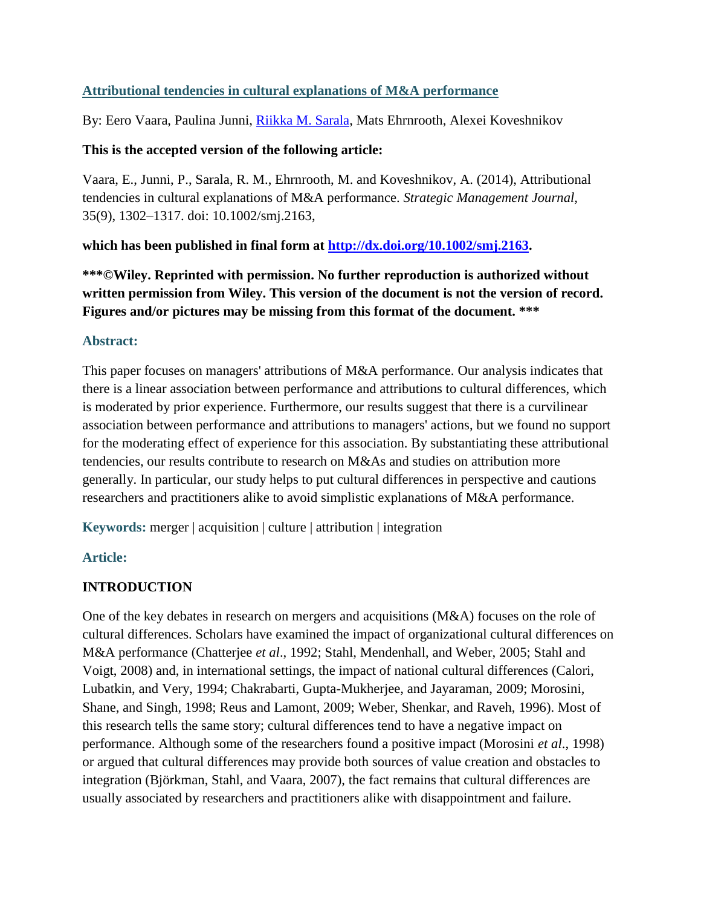# [Attributional tendencies in cultural explanations of M&A performance](http://dx.doi.org/10.1002/smj.2163)

By: Eero Vaara, Paulina Junni, [Riikka M. Sarala](#), Mats Ehrnrooth, Alexei Koveshnikov

**This is the accepted version of the following article:**

Vaara, E., Junni, P., Sarala, R. M., Ehrnrooth, M. and Koveshnikov, A. (2014), Attributional tendencies in cultural explanations of M&A performance. *Strategic Management Journal*, 35(9), 1302–1317. doi: 10.1002/smj.2163,

**which has been published in final form at [http://dx.doi.org/10.1002/smj.2163](http://dx.doi.org/10.1002/smj.2163).**

**\*\*\*©Wiley. Reprinted with permission. No further reproduction is authorized without written permission from Wiley. This version of the document is not the version of record. Figures and/or pictures may be missing from this format of the document. \*\*\***

## Abstract:

This paper focuses on managers' attributions of M&A performance. Our analysis indicates that there is a linear association between performance and attributions to cultural differences, which is moderated by prior experience. Furthermore, our results suggest that there is a curvilinear association between performance and attributions to managers' actions, but we found no support for the moderating effect of experience for this association. By substantiating these attributional tendencies, our results contribute to research on M&As and studies on attribution more generally. In particular, our study helps to put cultural differences in perspective and cautions researchers and practitioners alike to avoid simplistic explanations of M&A performance.

**Keywords:** merger | acquisition | culture | attribution | integration

## Article:

### INTRODUCTION

One of the key debates in research on mergers and acquisitions (M&A) focuses on the role of cultural differences. Scholars have examined the impact of organizational cultural differences on M&A performance (Chatterjee *et al*., 1992; Stahl, Mendenhall, and Weber, 2005; Stahl and Voigt, 2008) and, in international settings, the impact of national cultural differences (Calori, Lubatkin, and Very, 1994; Chakrabarti, Gupta-Mukherjee, and Jayaraman, 2009; Morosini, Shane, and Singh, 1998; Reus and Lamont, 2009; Weber, Shenkar, and Raveh, 1996). Most of this research tells the same story; cultural differences tend to have a negative impact on performance. Although some of the researchers found a positive impact (Morosini *et al*., 1998) or argued that cultural differences may provide both sources of value creation and obstacles to integration (Björkman, Stahl, and Vaara, 2007), the fact remains that cultural differences are usually associated by researchers and practitioners alike with disappointment and failure.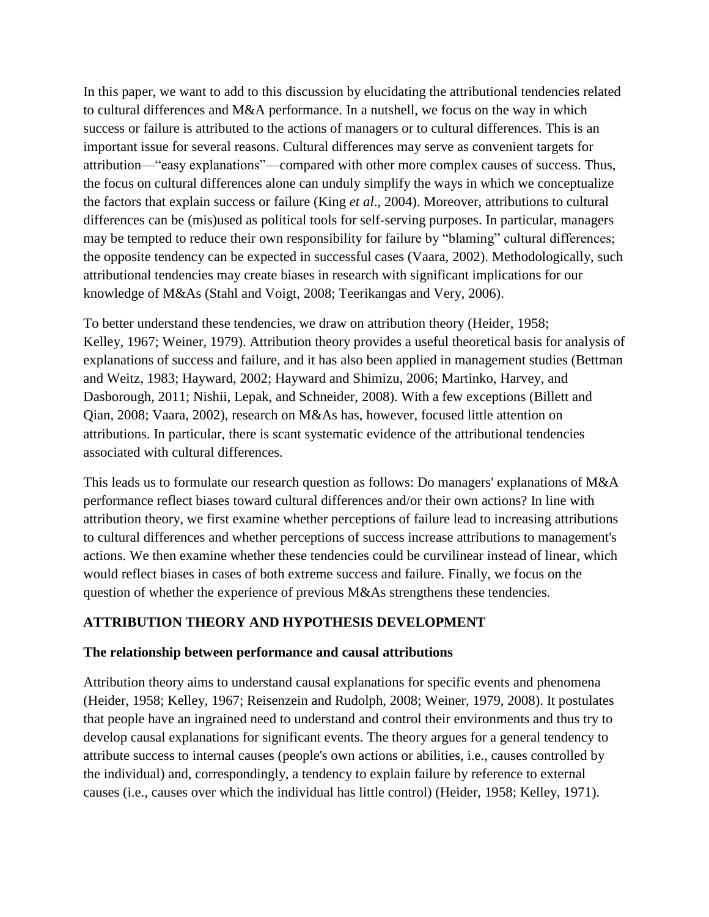In this paper, we want to add to this discussion by elucidating the attributional tendencies related to cultural differences and M&A performance. In a nutshell, we focus on the way in which success or failure is attributed to the actions of managers or to cultural differences. This is an important issue for several reasons. Cultural differences may serve as convenient targets for attribution—"easy explanations"—compared with other more complex causes of success. Thus, the focus on cultural differences alone can unduly simplify the ways in which we conceptualize the factors that explain success or failure (King *et al*., 2004). Moreover, attributions to cultural differences can be (mis)used as political tools for self-serving purposes. In particular, managers may be tempted to reduce their own responsibility for failure by "blaming" cultural differences; the opposite tendency can be expected in successful cases (Vaara, 2002). Methodologically, such attributional tendencies may create biases in research with significant implications for our knowledge of M&As (Stahl and Voigt, 2008; Teerikangas and Very, 2006).

To better understand these tendencies, we draw on attribution theory (Heider, 1958; Kelley, 1967; Weiner, 1979). Attribution theory provides a useful theoretical basis for analysis of explanations of success and failure, and it has also been applied in management studies (Bettman and Weitz, 1983; Hayward, 2002; Hayward and Shimizu, 2006; Martinko, Harvey, and Dasborough, 2011; Nishii, Lepak, and Schneider, 2008). With a few exceptions (Billett and Qian, 2008; Vaara, 2002), research on M&As has, however, focused little attention on attributions. In particular, there is scant systematic evidence of the attributional tendencies associated with cultural differences.

This leads us to formulate our research question as follows: Do managers' explanations of M&A performance reflect biases toward cultural differences and/or their own actions? In line with attribution theory, we first examine whether perceptions of failure lead to increasing attributions to cultural differences and whether perceptions of success increase attributions to management's actions. We then examine whether these tendencies could be curvilinear instead of linear, which would reflect biases in cases of both extreme success and failure. Finally, we focus on the question of whether the experience of previous M&As strengthens these tendencies.

## ATTRIBUTION THEORY AND HYPOTHESIS DEVELOPMENT

### The relationship between performance and causal attributions

Attribution theory aims to understand causal explanations for specific events and phenomena (Heider, 1958; Kelley, 1967; Reisenzein and Rudolph, 2008; Weiner, 1979, 2008). It postulates that people have an ingrained need to understand and control their environments and thus try to develop causal explanations for significant events. The theory argues for a general tendency to attribute success to internal causes (people's own actions or abilities, i.e., causes controlled by the individual) and, correspondingly, a tendency to explain failure by reference to external causes (i.e., causes over which the individual has little control) (Heider, 1958; Kelley, 1971).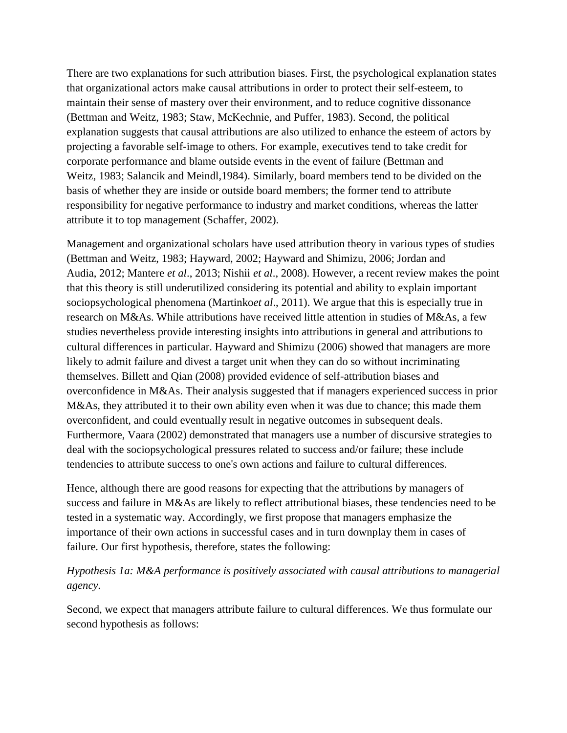There are two explanations for such attribution biases. First, the psychological explanation states that organizational actors make causal attributions in order to protect their self-esteem, to maintain their sense of mastery over their environment, and to reduce cognitive dissonance (Bettman and Weitz, 1983; Staw, McKechnie, and Puffer, 1983). Second, the political explanation suggests that causal attributions are also utilized to enhance the esteem of actors by projecting a favorable self-image to others. For example, executives tend to take credit for corporate performance and blame outside events in the event of failure (Bettman and Weitz, 1983; Salancik and Meindl,1984). Similarly, board members tend to be divided on the basis of whether they are inside or outside board members; the former tend to attribute responsibility for negative performance to industry and market conditions, whereas the latter attribute it to top management (Schaffer, 2002).

Management and organizational scholars have used attribution theory in various types of studies (Bettman and Weitz, 1983; Hayward, 2002; Hayward and Shimizu, 2006; Jordan and Audia, 2012; Mantere *et al*., 2013; Nishii *et al*., 2008). However, a recent review makes the point that this theory is still underutilized considering its potential and ability to explain important sociopsychological phenomena (Martinko*et al*., 2011). We argue that this is especially true in research on M&As. While attributions have received little attention in studies of M&As, a few studies nevertheless provide interesting insights into attributions in general and attributions to cultural differences in particular. Hayward and Shimizu (2006) showed that managers are more likely to admit failure and divest a target unit when they can do so without incriminating themselves. Billett and Qian (2008) provided evidence of self-attribution biases and overconfidence in M&As. Their analysis suggested that if managers experienced success in prior M&As, they attributed it to their own ability even when it was due to chance; this made them overconfident, and could eventually result in negative outcomes in subsequent deals. Furthermore, Vaara (2002) demonstrated that managers use a number of discursive strategies to deal with the sociopsychological pressures related to success and/or failure; these include tendencies to attribute success to one's own actions and failure to cultural differences.

Hence, although there are good reasons for expecting that the attributions by managers of success and failure in M&As are likely to reflect attributional biases, these tendencies need to be tested in a systematic way. Accordingly, we first propose that managers emphasize the importance of their own actions in successful cases and in turn downplay them in cases of failure. Our first hypothesis, therefore, states the following:

*Hypothesis 1a: M&A performance is positively associated with causal attributions to managerial agency.*

Second, we expect that managers attribute failure to cultural differences. We thus formulate our second hypothesis as follows: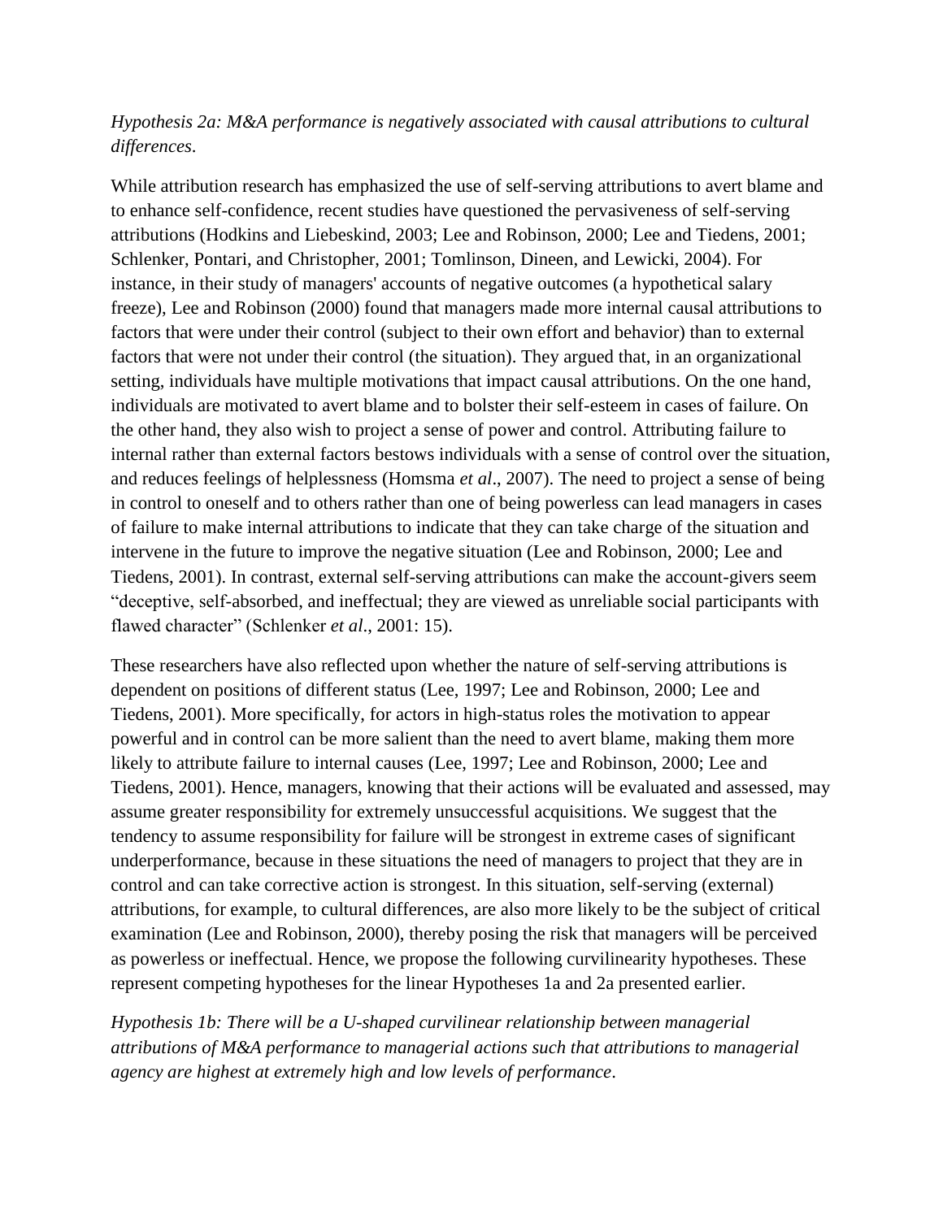*Hypothesis 2a: M&A performance is negatively associated with causal attributions to cultural differences*.

While attribution research has emphasized the use of self-serving attributions to avert blame and to enhance self-confidence, recent studies have questioned the pervasiveness of self-serving attributions (Hodkins and Liebeskind, 2003; Lee and Robinson, 2000; Lee and Tiedens, 2001; Schlenker, Pontari, and Christopher, 2001; Tomlinson, Dineen, and Lewicki, 2004). For instance, in their study of managers' accounts of negative outcomes (a hypothetical salary freeze), Lee and Robinson (2000) found that managers made more internal causal attributions to factors that were under their control (subject to their own effort and behavior) than to external factors that were not under their control (the situation). They argued that, in an organizational setting, individuals have multiple motivations that impact causal attributions. On the one hand, individuals are motivated to avert blame and to bolster their self-esteem in cases of failure. On the other hand, they also wish to project a sense of power and control. Attributing failure to internal rather than external factors bestows individuals with a sense of control over the situation, and reduces feelings of helplessness (Homsma *et al*., 2007). The need to project a sense of being in control to oneself and to others rather than one of being powerless can lead managers in cases of failure to make internal attributions to indicate that they can take charge of the situation and intervene in the future to improve the negative situation (Lee and Robinson, 2000; Lee and Tiedens, 2001). In contrast, external self-serving attributions can make the account-givers seem "deceptive, self-absorbed, and ineffectual; they are viewed as unreliable social participants with flawed character" (Schlenker *et al*., 2001: 15).

These researchers have also reflected upon whether the nature of self-serving attributions is dependent on positions of different status (Lee, 1997; Lee and Robinson, 2000; Lee and Tiedens, 2001). More specifically, for actors in high-status roles the motivation to appear powerful and in control can be more salient than the need to avert blame, making them more likely to attribute failure to internal causes (Lee, 1997; Lee and Robinson, 2000; Lee and Tiedens, 2001). Hence, managers, knowing that their actions will be evaluated and assessed, may assume greater responsibility for extremely unsuccessful acquisitions. We suggest that the tendency to assume responsibility for failure will be strongest in extreme cases of significant underperformance, because in these situations the need of managers to project that they are in control and can take corrective action is strongest. In this situation, self-serving (external) attributions, for example, to cultural differences, are also more likely to be the subject of critical examination (Lee and Robinson, 2000), thereby posing the risk that managers will be perceived as powerless or ineffectual. Hence, we propose the following curvilinearity hypotheses. These represent competing hypotheses for the linear Hypotheses 1a and 2a presented earlier.

*Hypothesis 1b: There will be a U-shaped curvilinear relationship between managerial attributions of M&A performance to managerial actions such that attributions to managerial agency are highest at extremely high and low levels of performance*.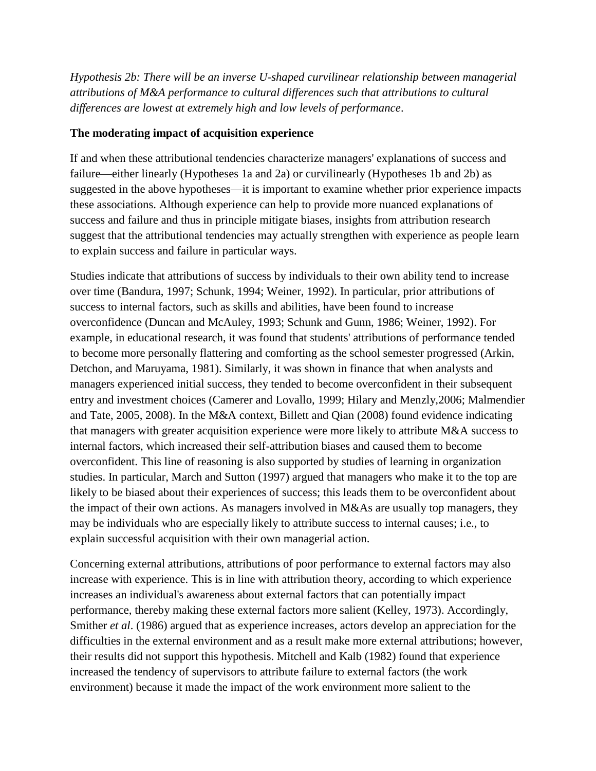*Hypothesis 2b: There will be an inverse U-shaped curvilinear relationship between managerial attributions of M&A performance to cultural differences such that attributions to cultural differences are lowest at extremely high and low levels of performance*.

**The moderating impact of acquisition experience**

If and when these attributional tendencies characterize managers' explanations of success and failure—either linearly (Hypotheses 1a and 2a) or curvilinearly (Hypotheses 1b and 2b) as suggested in the above hypotheses—it is important to examine whether prior experience impacts these associations. Although experience can help to provide more nuanced explanations of success and failure and thus in principle mitigate biases, insights from attribution research suggest that the attributional tendencies may actually strengthen with experience as people learn to explain success and failure in particular ways.

Studies indicate that attributions of success by individuals to their own ability tend to increase over time (Bandura, 1997; Schunk, 1994; Weiner, 1992). In particular, prior attributions of success to internal factors, such as skills and abilities, have been found to increase overconfidence (Duncan and McAuley, 1993; Schunk and Gunn, 1986; Weiner, 1992). For example, in educational research, it was found that students' attributions of performance tended to become more personally flattering and comforting as the school semester progressed (Arkin, Detchon, and Maruyama, 1981). Similarly, it was shown in finance that when analysts and managers experienced initial success, they tended to become overconfident in their subsequent entry and investment choices (Camerer and Lovallo, 1999; Hilary and Menzly,2006; Malmendier and Tate, 2005, 2008). In the M&A context, Billett and Qian (2008) found evidence indicating that managers with greater acquisition experience were more likely to attribute M&A success to internal factors, which increased their self-attribution biases and caused them to become overconfident. This line of reasoning is also supported by studies of learning in organization studies. In particular, March and Sutton (1997) argued that managers who make it to the top are likely to be biased about their experiences of success; this leads them to be overconfident about the impact of their own actions. As managers involved in M&As are usually top managers, they may be individuals who are especially likely to attribute success to internal causes; i.e., to explain successful acquisition with their own managerial action.

Concerning external attributions, attributions of poor performance to external factors may also increase with experience. This is in line with attribution theory, according to which experience increases an individual's awareness about external factors that can potentially impact performance, thereby making these external factors more salient (Kelley, 1973). Accordingly, Smither *et al*. (1986) argued that as experience increases, actors develop an appreciation for the difficulties in the external environment and as a result make more external attributions; however, their results did not support this hypothesis. Mitchell and Kalb (1982) found that experience increased the tendency of supervisors to attribute failure to external factors (the work environment) because it made the impact of the work environment more salient to the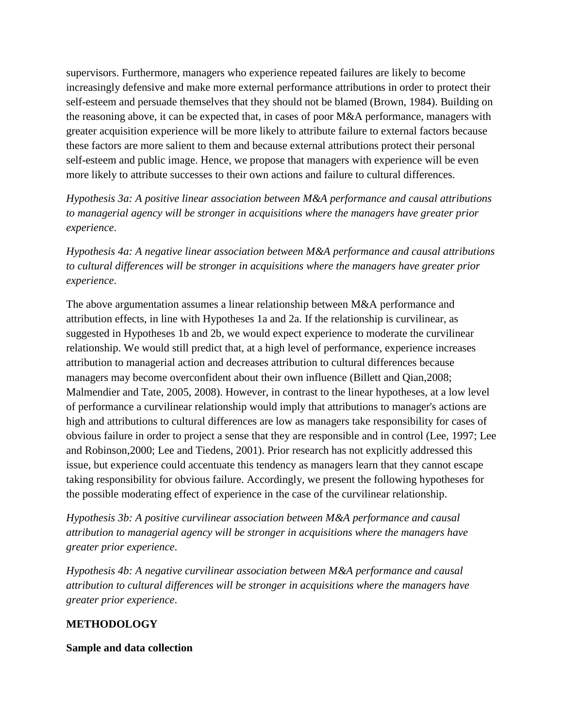supervisors. Furthermore, managers who experience repeated failures are likely to become increasingly defensive and make more external performance attributions in order to protect their self-esteem and persuade themselves that they should not be blamed (Brown, 1984). Building on the reasoning above, it can be expected that, in cases of poor M&A performance, managers with greater acquisition experience will be more likely to attribute failure to external factors because these factors are more salient to them and because external attributions protect their personal self-esteem and public image. Hence, we propose that managers with experience will be even more likely to attribute successes to their own actions and failure to cultural differences.

*Hypothesis 3a: A positive linear association between M&A performance and causal attributions to managerial agency will be stronger in acquisitions where the managers have greater prior experience*.

*Hypothesis 4a: A negative linear association between M&A performance and causal attributions to cultural differences will be stronger in acquisitions where the managers have greater prior experience*.

The above argumentation assumes a linear relationship between M&A performance and attribution effects, in line with Hypotheses 1a and 2a. If the relationship is curvilinear, as suggested in Hypotheses 1b and 2b, we would expect experience to moderate the curvilinear relationship. We would still predict that, at a high level of performance, experience increases attribution to managerial action and decreases attribution to cultural differences because managers may become overconfident about their own influence (Billett and Qian,2008; Malmendier and Tate, 2005, 2008). However, in contrast to the linear hypotheses, at a low level of performance a curvilinear relationship would imply that attributions to manager's actions are high and attributions to cultural differences are low as managers take responsibility for cases of obvious failure in order to project a sense that they are responsible and in control (Lee, 1997; Lee and Robinson,2000; Lee and Tiedens, 2001). Prior research has not explicitly addressed this issue, but experience could accentuate this tendency as managers learn that they cannot escape taking responsibility for obvious failure. Accordingly, we present the following hypotheses for the possible moderating effect of experience in the case of the curvilinear relationship.

*Hypothesis 3b: A positive curvilinear association between M&A performance and causal attribution to managerial agency will be stronger in acquisitions where the managers have greater prior experience*.

*Hypothesis 4b: A negative curvilinear association between M&A performance and causal attribution to cultural differences will be stronger in acquisitions where the managers have greater prior experience*.

## METHODOLOGY

### Sample and data collection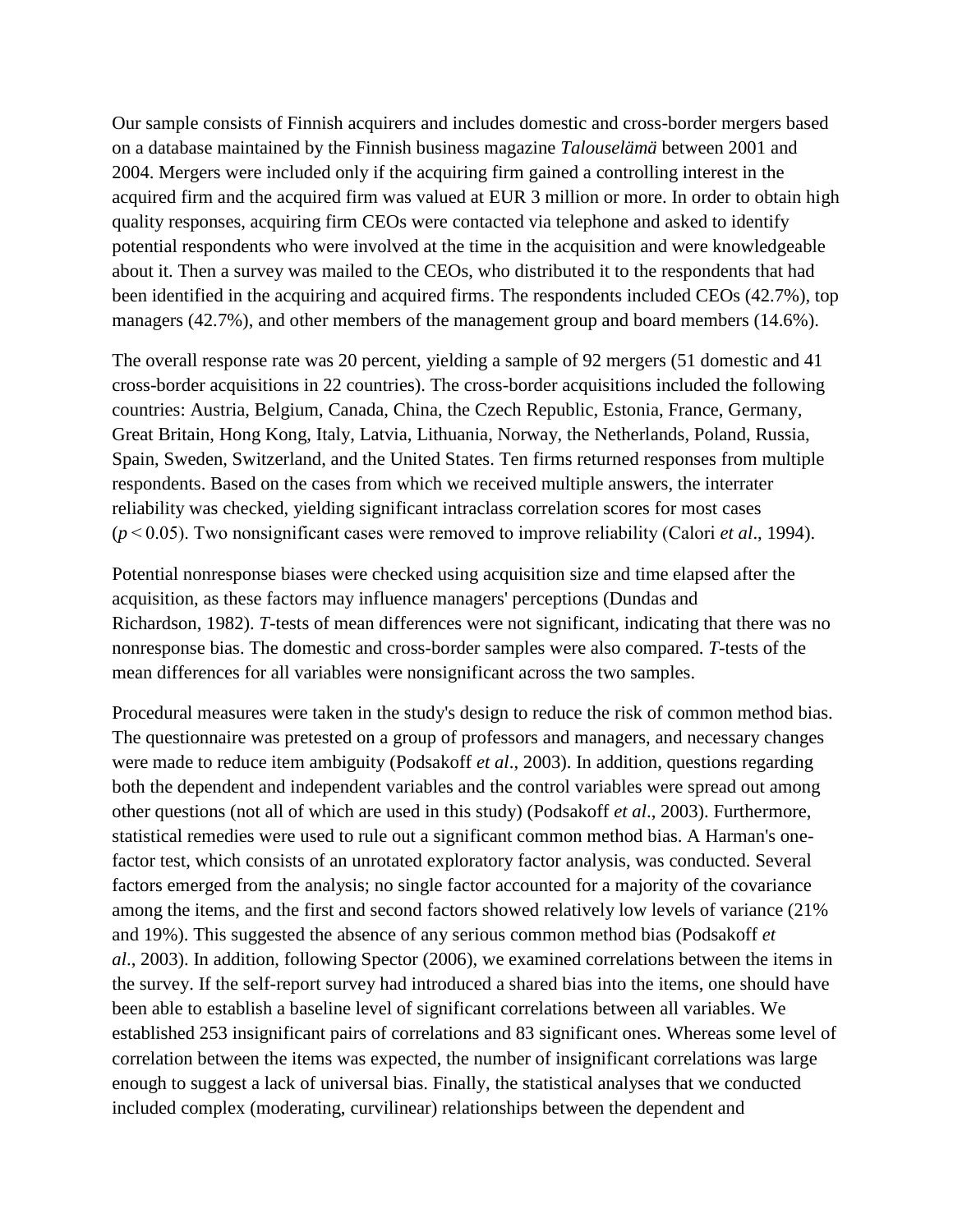Our sample consists of Finnish acquirers and includes domestic and cross-border mergers based on a database maintained by the Finnish business magazine *Talouselämä* between 2001 and 2004. Mergers were included only if the acquiring firm gained a controlling interest in the acquired firm and the acquired firm was valued at EUR 3 million or more. In order to obtain high quality responses, acquiring firm CEOs were contacted via telephone and asked to identify potential respondents who were involved at the time in the acquisition and were knowledgeable about it. Then a survey was mailed to the CEOs, who distributed it to the respondents that had been identified in the acquiring and acquired firms. The respondents included CEOs (42.7%), top managers (42.7%), and other members of the management group and board members (14.6%).

The overall response rate was 20 percent, yielding a sample of 92 mergers (51 domestic and 41 cross-border acquisitions in 22 countries). The cross-border acquisitions included the following countries: Austria, Belgium, Canada, China, the Czech Republic, Estonia, France, Germany, Great Britain, Hong Kong, Italy, Latvia, Lithuania, Norway, the Netherlands, Poland, Russia, Spain, Sweden, Switzerland, and the United States. Ten firms returned responses from multiple respondents. Based on the cases from which we received multiple answers, the interrater reliability was checked, yielding significant intraclass correlation scores for most cases ($p < 0.05$). Two nonsignificant cases were removed to improve reliability (Calori *et al*., 1994).

Potential nonresponse biases were checked using acquisition size and time elapsed after the acquisition, as these factors may influence managers' perceptions (Dundas and Richardson, 1982). *T*-tests of mean differences were not significant, indicating that there was no nonresponse bias. The domestic and cross-border samples were also compared. *T*-tests of the mean differences for all variables were nonsignificant across the two samples.

Procedural measures were taken in the study's design to reduce the risk of common method bias. The questionnaire was pretested on a group of professors and managers, and necessary changes were made to reduce item ambiguity (Podsakoff *et al*., 2003). In addition, questions regarding both the dependent and independent variables and the control variables were spread out among other questions (not all of which are used in this study) (Podsakoff *et al*., 2003). Furthermore, statistical remedies were used to rule out a significant common method bias. A Harman's one-factor test, which consists of an unrotated exploratory factor analysis, was conducted. Several factors emerged from the analysis; no single factor accounted for a majority of the covariance among the items, and the first and second factors showed relatively low levels of variance (21% and 19%). This suggested the absence of any serious common method bias (Podsakoff *et al*., 2003). In addition, following Spector (2006), we examined correlations between the items in the survey. If the self-report survey had introduced a shared bias into the items, one should have been able to establish a baseline level of significant correlations between all variables. We established 253 insignificant pairs of correlations and 83 significant ones. Whereas some level of correlation between the items was expected, the number of insignificant correlations was large enough to suggest a lack of universal bias. Finally, the statistical analyses that we conducted included complex (moderating, curvilinear) relationships between the dependent and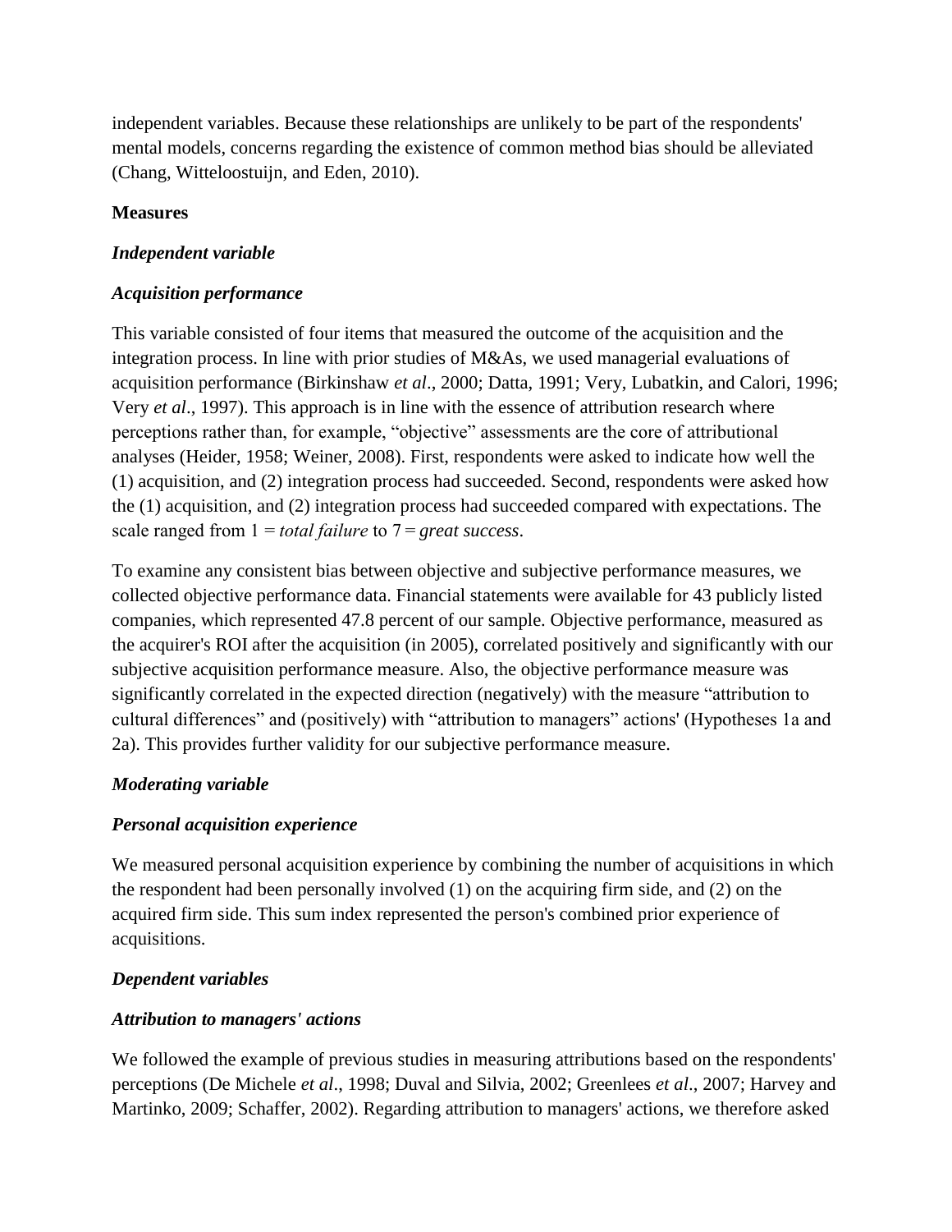independent variables. Because these relationships are unlikely to be part of the respondents' mental models, concerns regarding the existence of common method bias should be alleviated (Chang, Witteloostuijn, and Eden, 2010).

### Measures

#### *Independent variable*

#### *Acquisition performance*

This variable consisted of four items that measured the outcome of the acquisition and the integration process. In line with prior studies of M&As, we used managerial evaluations of acquisition performance (Birkinshaw *et al*., 2000; Datta, 1991; Very, Lubatkin, and Calori, 1996; Very *et al*., 1997). This approach is in line with the essence of attribution research where perceptions rather than, for example, "objective" assessments are the core of attributional analyses (Heider, 1958; Weiner, 2008). First, respondents were asked to indicate how well the (1) acquisition, and (2) integration process had succeeded. Second, respondents were asked how the (1) acquisition, and (2) integration process had succeeded compared with expectations. The scale ranged from 1 = *total failure* to 7 = *great success*.

To examine any consistent bias between objective and subjective performance measures, we collected objective performance data. Financial statements were available for 43 publicly listed companies, which represented 47.8 percent of our sample. Objective performance, measured as the acquirer's ROI after the acquisition (in 2005), correlated positively and significantly with our subjective acquisition performance measure. Also, the objective performance measure was significantly correlated in the expected direction (negatively) with the measure "attribution to cultural differences" and (positively) with "attribution to managers" actions' (Hypotheses 1a and 2a). This provides further validity for our subjective performance measure.

#### *Moderating variable*

#### *Personal acquisition experience*

We measured personal acquisition experience by combining the number of acquisitions in which the respondent had been personally involved (1) on the acquiring firm side, and (2) on the acquired firm side. This sum index represented the person's combined prior experience of acquisitions.

#### *Dependent variables*

#### *Attribution to managers' actions*

We followed the example of previous studies in measuring attributions based on the respondents' perceptions (De Michele *et al*., 1998; Duval and Silvia, 2002; Greenlees *et al*., 2007; Harvey and Martinko, 2009; Schaffer, 2002). Regarding attribution to managers' actions, we therefore asked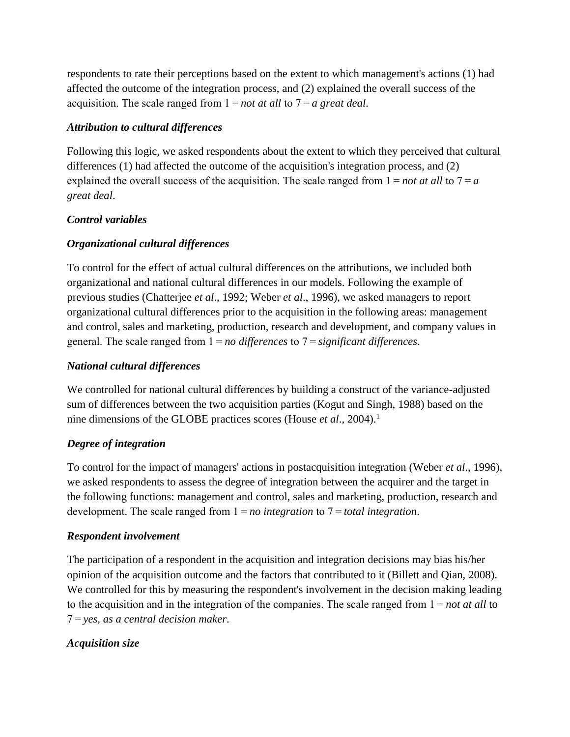respondents to rate their perceptions based on the extent to which management's actions (1) had affected the outcome of the integration process, and (2) explained the overall success of the acquisition. The scale ranged from 1 = *not at all* to 7 = *a great deal*.

### *Attribution to cultural differences*

Following this logic, we asked respondents about the extent to which they perceived that cultural differences (1) had affected the outcome of the acquisition's integration process, and (2) explained the overall success of the acquisition. The scale ranged from 1 = *not at all* to 7 = *a great deal*.

### *Control variables*

### *Organizational cultural differences*

To control for the effect of actual cultural differences on the attributions, we included both organizational and national cultural differences in our models. Following the example of previous studies (Chatterjee *et al*., 1992; Weber *et al*., 1996), we asked managers to report organizational cultural differences prior to the acquisition in the following areas: management and control, sales and marketing, production, research and development, and company values in general. The scale ranged from 1 = *no differences* to 7 = *significant differences*.

### *National cultural differences*

We controlled for national cultural differences by building a construct of the variance-adjusted sum of differences between the two acquisition parties (Kogut and Singh, 1988) based on the nine dimensions of the GLOBE practices scores (House *et al*., 2004).[1]

### *Degree of integration*

To control for the impact of managers' actions in postacquisition integration (Weber *et al*., 1996), we asked respondents to assess the degree of integration between the acquirer and the target in the following functions: management and control, sales and marketing, production, research and development. The scale ranged from 1 = *no integration* to 7 = *total integration*.

### *Respondent involvement*

The participation of a respondent in the acquisition and integration decisions may bias his/her opinion of the acquisition outcome and the factors that contributed to it (Billett and Qian, 2008). We controlled for this by measuring the respondent's involvement in the decision making leading to the acquisition and in the integration of the companies. The scale ranged from 1 = *not at all* to 7 = *yes, as a central decision maker*.

### *Acquisition size*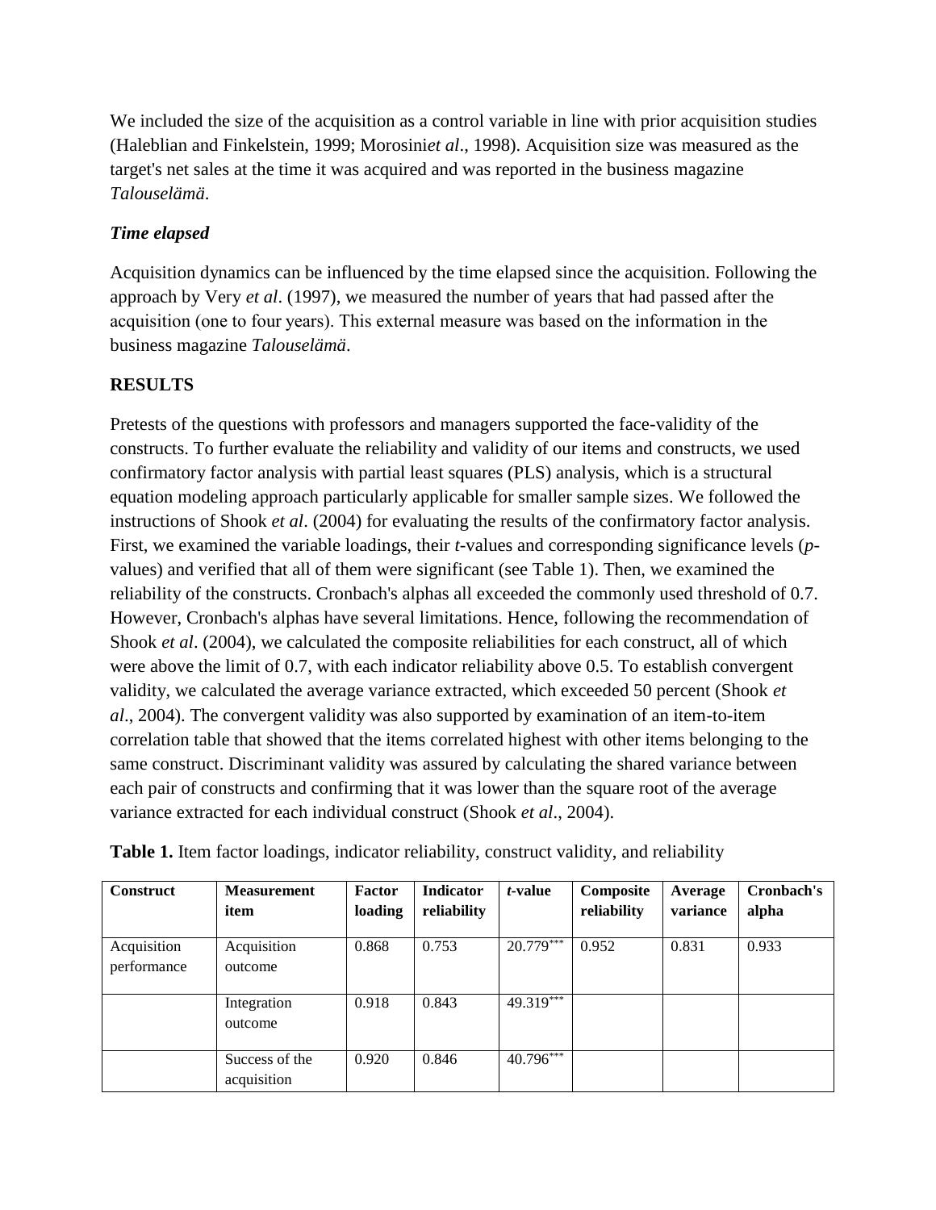We included the size of the acquisition as a control variable in line with prior acquisition studies (Haleblian and Finkelstein, 1999; Morosini*et al*., 1998). Acquisition size was measured as the target's net sales at the time it was acquired and was reported in the business magazine *Talouselämä*.

### *Time elapsed*

Acquisition dynamics can be influenced by the time elapsed since the acquisition. Following the approach by Very *et al*. (1997), we measured the number of years that had passed after the acquisition (one to four years). This external measure was based on the information in the business magazine *Talouselämä*.

## RESULTS

Pretests of the questions with professors and managers supported the face-validity of the constructs. To further evaluate the reliability and validity of our items and constructs, we used confirmatory factor analysis with partial least squares (PLS) analysis, which is a structural equation modeling approach particularly applicable for smaller sample sizes. We followed the instructions of Shook *et al*. (2004) for evaluating the results of the confirmatory factor analysis. First, we examined the variable loadings, their *t*-values and corresponding significance levels (*p*-values) and verified that all of them were significant (see Table 1). Then, we examined the reliability of the constructs. Cronbach's alphas all exceeded the commonly used threshold of 0.7. However, Cronbach's alphas have several limitations. Hence, following the recommendation of Shook *et al*. (2004), we calculated the composite reliabilities for each construct, all of which were above the limit of 0.7, with each indicator reliability above 0.5. To establish convergent validity, we calculated the average variance extracted, which exceeded 50 percent (Shook *et al*., 2004). The convergent validity was also supported by examination of an item-to-item correlation table that showed that the items correlated highest with other items belonging to the same construct. Discriminant validity was assured by calculating the shared variance between each pair of constructs and confirming that it was lower than the square root of the average variance extracted for each individual construct (Shook *et al*., 2004).

**Table 1.** Item factor loadings, indicator reliability, construct validity, and reliability

| Construct | Measurement item | Factor loading | Indicator reliability | *t*-value | Composite reliability | Average variance | Cronbach's alpha |
|---|---|---|---|---|---|---|---|
| Acquisition performance | Acquisition outcome | 0.868 | 0.753 | 20.779*** | 0.952 | 0.831 | 0.933 |
| | Integration outcome | 0.918 | 0.843 | 49.319*** | | | |
| | Success of the acquisition | 0.920 | 0.846 | 40.796*** | | | |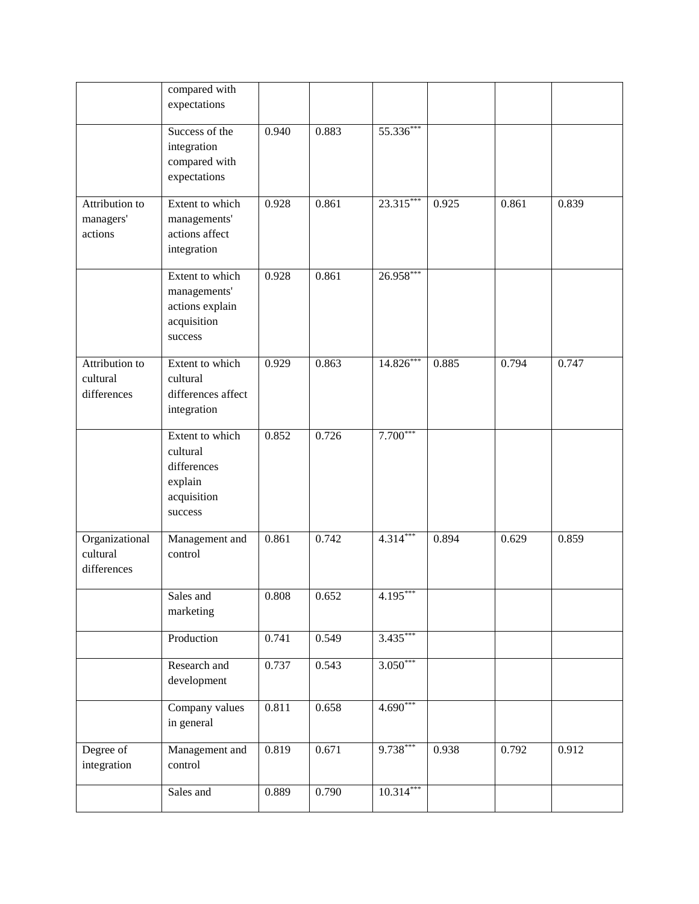| | | | | | | | |
|---|---|---|---|---|---|---|---|
| | compared with expectations | | | | | | |
| | Success of the integration compared with expectations | 0.940 | 0.883 | 55.336*** | | | |
| Attribution to managers' actions | Extent to which managements' actions affect integration | 0.928 | 0.861 | 23.315*** | 0.925 | 0.861 | 0.839 |
| | Extent to which managements' actions explain acquisition success | 0.928 | 0.861 | 26.958*** | | | |
| Attribution to cultural differences | Extent to which cultural differences affect integration | 0.929 | 0.863 | 14.826*** | 0.885 | 0.794 | 0.747 |
| | Extent to which cultural differences explain acquisition success | 0.852 | 0.726 | 7.700*** | | | |
| Organizational cultural differences | Management and control | 0.861 | 0.742 | 4.314*** | 0.894 | 0.629 | 0.859 |
| | Sales and marketing | 0.808 | 0.652 | 4.195*** | | | |
| | Production | 0.741 | 0.549 | 3.435*** | | | |
| | Research and development | 0.737 | 0.543 | 3.050*** | | | |
| | Company values in general | 0.811 | 0.658 | 4.690*** | | | |
| Degree of integration | Management and control | 0.819 | 0.671 | 9.738*** | 0.938 | 0.792 | 0.912 |
| | Sales and | 0.889 | 0.790 | 10.314*** | | | |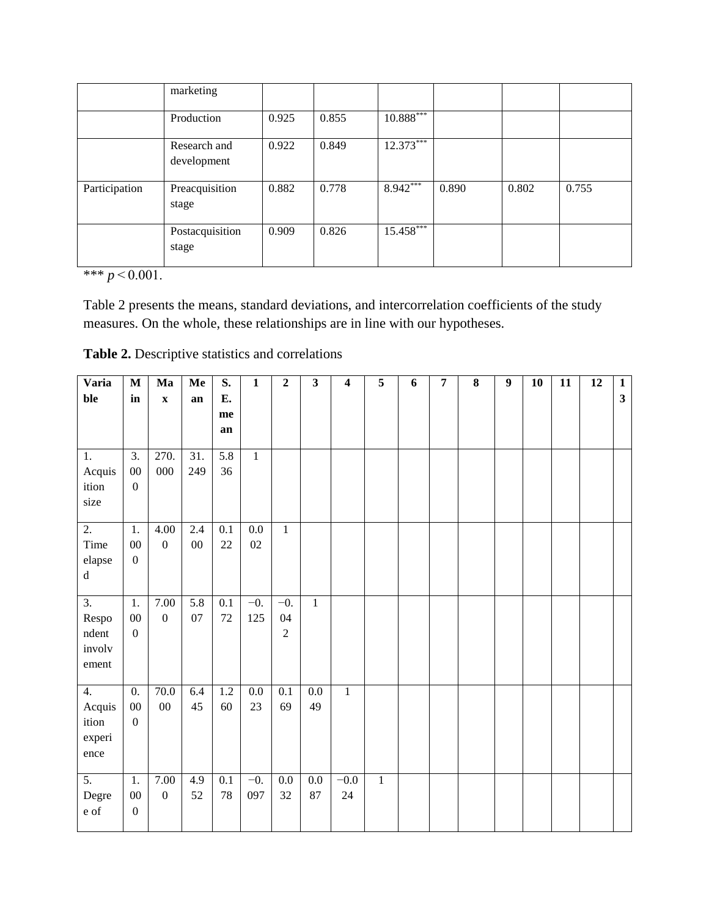|  | marketing |  |  |  |  |  |  |
|---|---|---|---|---|---|---|---|
|  | Production | 0.925 | 0.855 | 10.888*** |  |  |  |
|  | Research and development | 0.922 | 0.849 | 12.373*** |  |  |  |
| Participation | Preacquisition stage | 0.882 | 0.778 | 8.942*** | 0.890 | 0.802 | 0.755 |
|  | Postacquisition stage | 0.909 | 0.826 | 15.458*** |  |  |  |

*** $p < 0.001$.

Table 2 presents the means, standard deviations, and intercorrelation coefficients of the study measures. On the whole, these relationships are in line with our hypotheses.

**Table 2.** Descriptive statistics and correlations

| Variable | Min | Max | Mean | S.E. mean | 1 | 2 | 3 | 4 | 5 | 6 | 7 | 8 | 9 | 10 | 11 | 12 | 13 |
|---|---|---|---|---|---|---|---|---|---|---|---|---|---|---|---|---|---|
| 1. Acquisition size | 3.000 | 270.000 | 31.249 | 5.836 | 1 |  |  |  |  |  |  |  |  |  |  |  |  |
| 2. Time elapsed | 1.000 | 4.000 | 2.400 | 0.122 | 0.002 | 1 |  |  |  |  |  |  |  |  |  |  |  |
| 3. Respondent involvement | 1.000 | 7.000 | 5.807 | 0.172 | −0.125 | −0.042 | 1 |  |  |  |  |  |  |  |  |  |  |
| 4. Acquisition experience | 0.000 | 70.000 | 6.445 | 1.260 | 0.023 | 0.169 | 0.049 | 1 |  |  |  |  |  |  |  |  |  |
| 5. Degree of | 1.000 | 7.000 | 4.952 | 0.178 | −0.097 | 0.032 | 0.087 | −0.024 | 1 |  |  |  |  |  |  |  |  |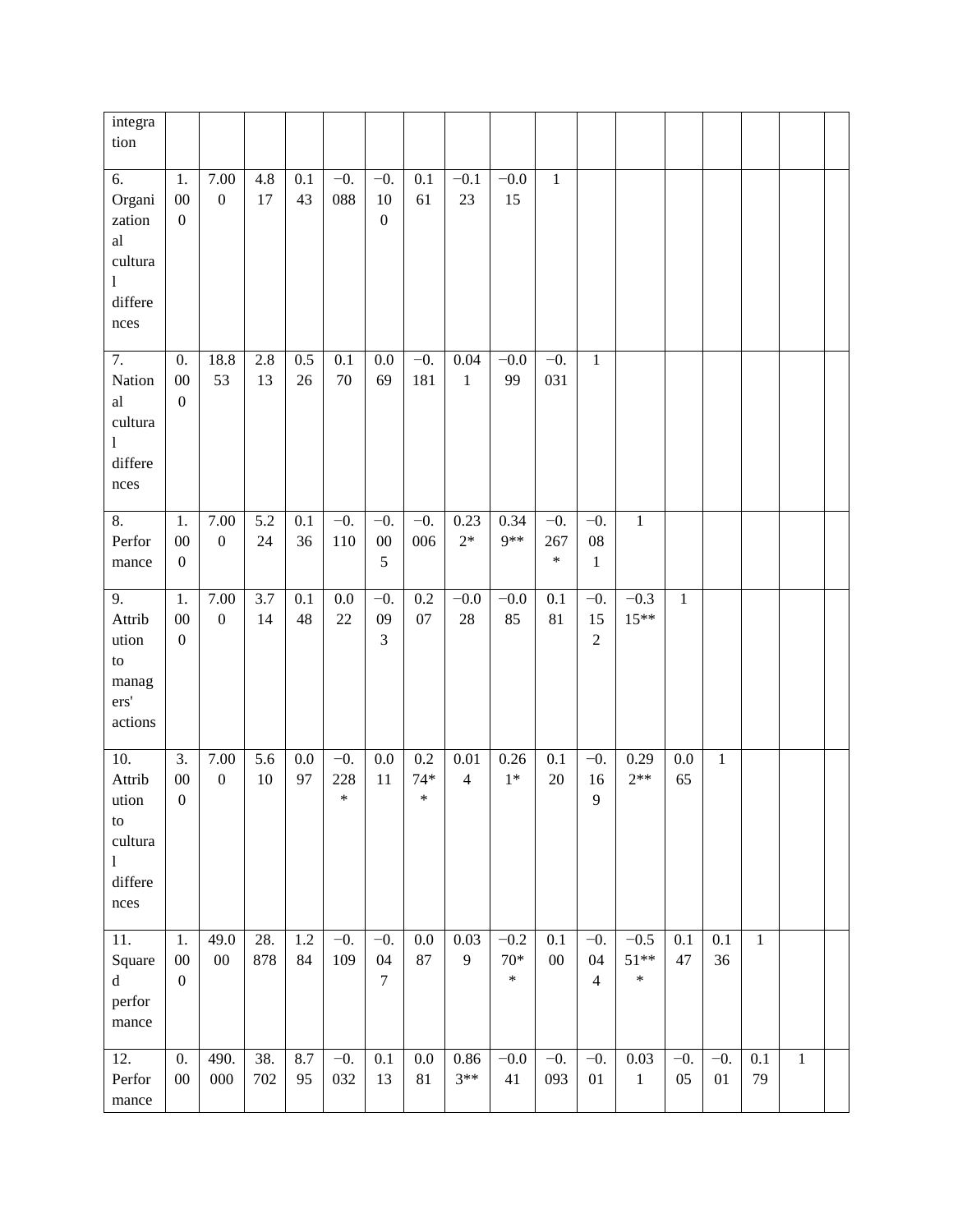| | | | | | | | | | | | | | | | | | |
|---|---|---|---|---|---|---|---|---|---|---|---|---|---|---|---|---|---|
| integration | | | | | | | | | | | | | | | | | |
| 6. Organizational cultural differences | 1.000 | 7.000 | 4.817 | 0.143 | −0.088 | −0.100 | 0.161 | −0.123 | −0.015 | 1 | | | | | | | |
| 7. National cultural differences | 0.000 | 18.853 | 2.813 | 0.526 | 0.170 | 0.069 | −0.181 | 0.041 | −0.099 | −0.031 | 1 | | | | | | |
| 8. Performance | 1.000 | 7.000 | 5.224 | 0.136 | −0.110 | −0.005 | −0.006 | 0.232* | 0.349** | −0.267* | −0.081 | 1 | | | | | |
| 9. Attribution to managers' actions | 1.000 | 7.000 | 3.714 | 0.148 | 0.022 | −0.093 | 0.207 | −0.028 | −0.085 | 0.181 | −0.152 | −0.315** | 1 | | | | |
| 10. Attribution to cultural differences | 3.000 | 7.000 | 5.610 | 0.097 | −0.228* | 0.011 | 0.274** | 0.014 | 0.261* | 0.120 | −0.169 | 0.292** | 0.065 | 1 | | | |
| 11. Squared performance | 1.000 | 49.000 | 28.878 | 1.284 | −0.109 | −0.047 | 0.087 | 0.039 | −0.270** | 0.100 | −0.044 | −0.551*** | 0.147 | 0.136 | 1 | | |
| 12. Performance | 0.00 | 490.000 | 38.702 | 8.795 | −0.032 | 0.113 | 0.081 | 0.863** | −0.041 | −0.093 | −0.01 | 0.031 | −0.05 | −0.01 | 0.179 | 1 | |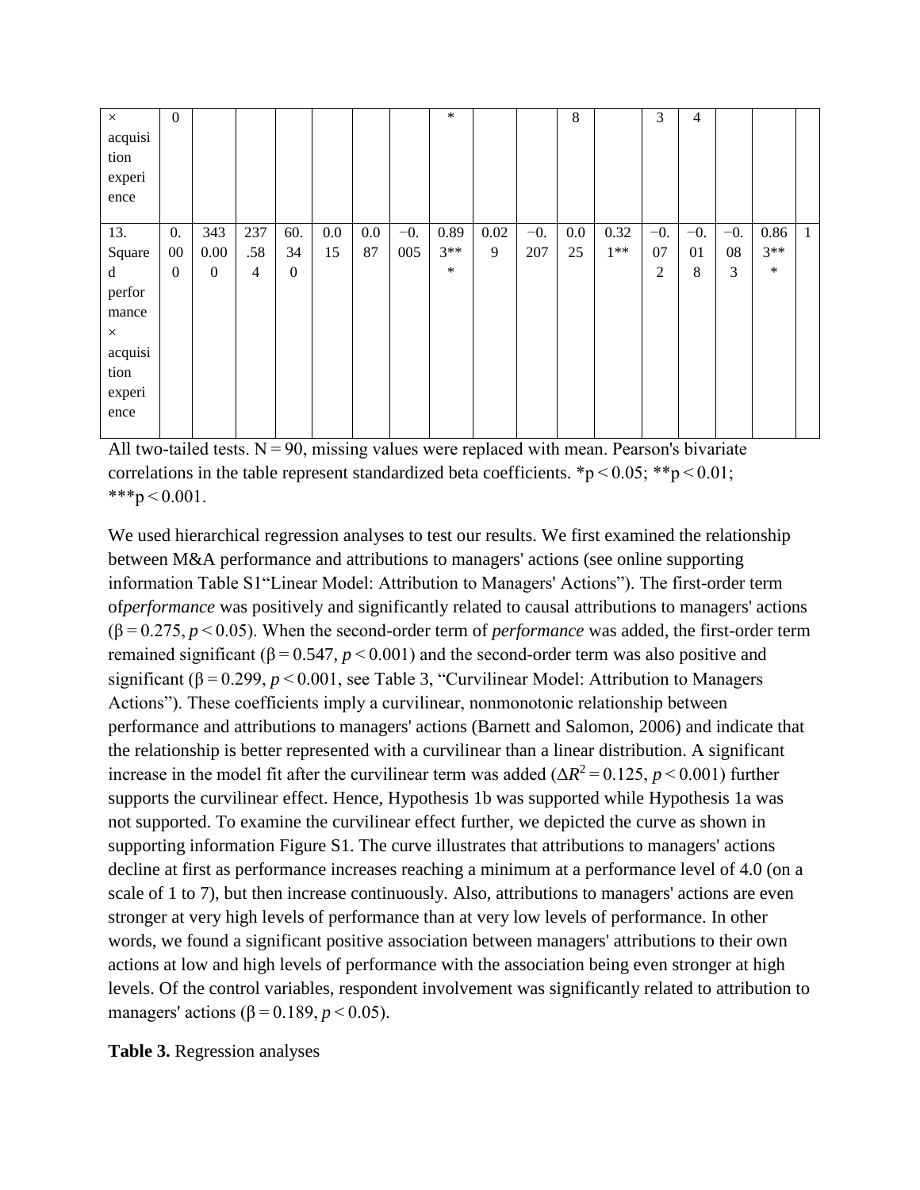| × acquisition experience | 0 | | | | | | | * | | | 8 | | 3 | 4 | | | |
|---|---|---|---|---|---|---|---|---|---|---|---|---|---|---|---|---|---|
| 13. Squared performance × acquisition experience | 0.000 | 3430.000 | 237.584 | 60.340 | 0.015 | 0.087 | −0.005 | 0.893*** | 0.029 | −0.207 | 0.025 | 0.321** | −0.072 | −0.018 | −0.083 | 0.863*** | 1 |

All two-tailed tests. N = 90, missing values were replaced with mean. Pearson's bivariate correlations in the table represent standardized beta coefficients. *p < 0.05; **p < 0.01; ***p < 0.001.

We used hierarchical regression analyses to test our results. We first examined the relationship between M&A performance and attributions to managers' actions (see online supporting information Table S1"Linear Model: Attribution to Managers' Actions"). The first-order term of *performance* was positively and significantly related to causal attributions to managers' actions (β = 0.275, $p < 0.05$). When the second-order term of *performance* was added, the first-order term remained significant (β = 0.547, $p < 0.001$) and the second-order term was also positive and significant (β = 0.299, $p < 0.001$, see Table 3, "Curvilinear Model: Attribution to Managers Actions"). These coefficients imply a curvilinear, nonmonotonic relationship between performance and attributions to managers' actions (Barnett and Salomon, 2006) and indicate that the relationship is better represented with a curvilinear than a linear distribution. A significant increase in the model fit after the curvilinear term was added ($\Delta R^2 = 0.125$, $p < 0.001$) further supports the curvilinear effect. Hence, Hypothesis 1b was supported while Hypothesis 1a was not supported. To examine the curvilinear effect further, we depicted the curve as shown in supporting information Figure S1. The curve illustrates that attributions to managers' actions decline at first as performance increases reaching a minimum at a performance level of 4.0 (on a scale of 1 to 7), but then increase continuously. Also, attributions to managers' actions are even stronger at very high levels of performance than at very low levels of performance. In other words, we found a significant positive association between managers' attributions to their own actions at low and high levels of performance with the association being even stronger at high levels. Of the control variables, respondent involvement was significantly related to attribution to managers' actions (β = 0.189, $p < 0.05$).

**Table 3.** Regression analyses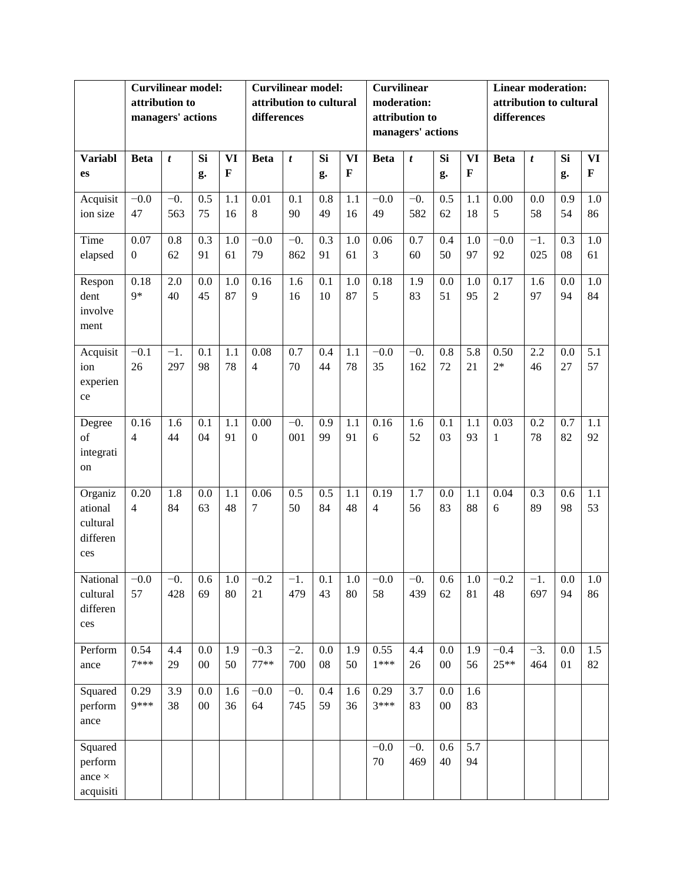| | Curvilinear model: attribution to managers' actions | | | | Curvilinear model: attribution to cultural differences | | | | Curvilinear moderation: attribution to managers' actions | | | | Linear moderation: attribution to cultural differences | | | |
|---|---|---|---|---|---|---|---|---|---|---|---|---|---|---|---|---|
| **Variables** | **Beta** | ***t*** | **Sig.** | **VIF** | **Beta** | ***t*** | **Sig.** | **VIF** | **Beta** | ***t*** | **Sig.** | **VIF** | **Beta** | ***t*** | **Sig.** | **VIF** |
| Acquisition size | −0.047 | −0.563 | 0.575 | 1.116 | 0.018 | 0.190 | 0.849 | 1.116 | −0.049 | −0.582 | 0.562 | 1.118 | 0.005 | 0.058 | 0.954 | 1.086 |
| Time elapsed | 0.070 | 0.862 | 0.391 | 1.061 | −0.079 | −0.862 | 0.391 | 1.061 | 0.063 | 0.760 | 0.450 | 1.097 | −0.092 | −1.025 | 0.308 | 1.061 |
| Respondent involvement | 0.189* | 2.040 | 0.045 | 1.087 | 0.169 | 1.616 | 0.110 | 1.087 | 0.185 | 1.983 | 0.051 | 1.095 | 0.172 | 1.697 | 0.094 | 1.084 |
| Acquisition experience | −0.126 | −1.297 | 0.198 | 1.178 | 0.084 | 0.770 | 0.444 | 1.178 | −0.035 | −0.162 | 0.872 | 5.821 | 0.502* | 2.246 | 0.027 | 5.157 |
| Degree of integration | 0.164 | 1.644 | 0.104 | 1.191 | 0.000 | −0.001 | 0.999 | 1.191 | 0.166 | 1.652 | 0.103 | 1.193 | 0.031 | 0.278 | 0.782 | 1.192 |
| Organizational cultural differences | 0.204 | 1.884 | 0.063 | 1.148 | 0.067 | 0.550 | 0.584 | 1.148 | 0.194 | 1.756 | 0.083 | 1.188 | 0.046 | 0.389 | 0.698 | 1.153 |
| National cultural differences | −0.057 | −0.428 | 0.669 | 1.080 | −0.221 | −1.479 | 0.143 | 1.080 | −0.058 | −0.439 | 0.662 | 1.081 | −0.248 | −1.697 | 0.094 | 1.086 |
| Performance | 0.547*** | 4.429 | 0.000 | 1.950 | −0.377** | −2.700 | 0.008 | 1.950 | 0.551*** | 4.426 | 0.000 | 1.956 | −0.425** | −3.464 | 0.001 | 1.582 |
| Squared performance | 0.299*** | 3.938 | 0.000 | 1.636 | −0.064 | −0.745 | 0.459 | 1.636 | 0.293*** | 3.783 | 0.000 | 1.683 | | | | |
| Squared performance × acquisiti | | | | | | | | | −0.070 | −0.469 | 0.640 | 5.794 | | | | |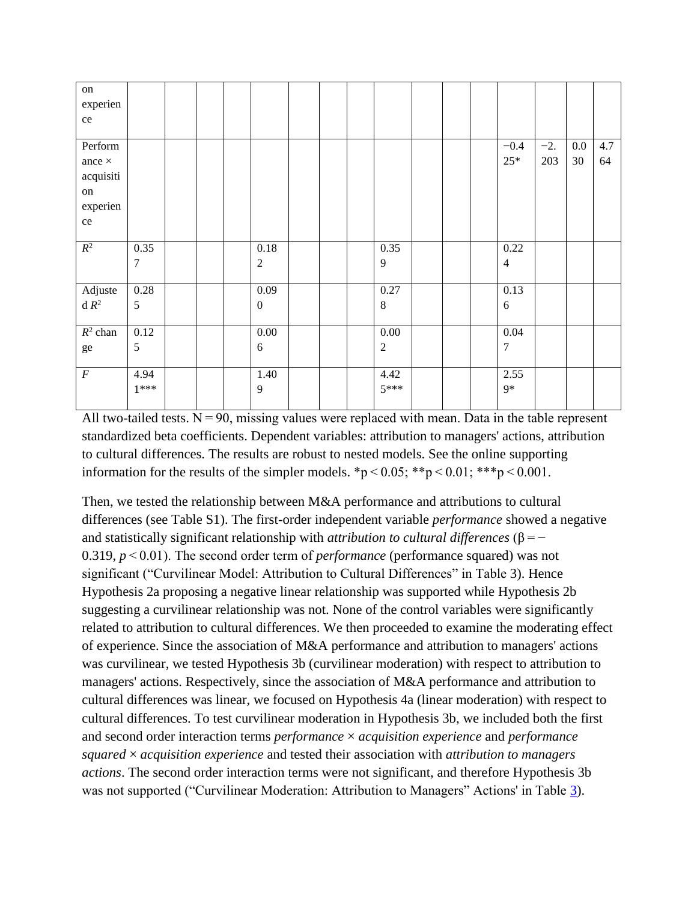| on experience | | | | | | | | | | | | | | | | |
|---|---|---|---|---|---|---|---|---|---|---|---|---|---|---|---|---|
| Performance × acquisition experience | | | | | | | | | | | | | −0.425* | −2.203 | 0.030 | 4.764 |
| $R^2$ | 0.357 | | | | 0.182 | | | | 0.359 | | | | 0.224 | | | |
| Adjusted $R^2$ | 0.285 | | | | 0.090 | | | | 0.278 | | | | 0.136 | | | |
| $R^2$ change | 0.125 | | | | 0.006 | | | | 0.002 | | | | 0.047 | | | |
| $F$ | 4.941*** | | | | 1.409 | | | | 4.425*** | | | | 2.559* | | | |

All two-tailed tests. N = 90, missing values were replaced with mean. Data in the table represent standardized beta coefficients. Dependent variables: attribution to managers' actions, attribution to cultural differences. The results are robust to nested models. See the online supporting information for the results of the simpler models. *p < 0.05; **p < 0.01; ***p < 0.001.

Then, we tested the relationship between M&A performance and attributions to cultural differences (see Table S1). The first-order independent variable *performance* showed a negative and statistically significant relationship with *attribution to cultural differences* (β = −0.319, $p < 0.01$). The second order term of *performance* (performance squared) was not significant ("Curvilinear Model: Attribution to Cultural Differences" in Table 3). Hence Hypothesis 2a proposing a negative linear relationship was supported while Hypothesis 2b suggesting a curvilinear relationship was not. None of the control variables were significantly related to attribution to cultural differences. We then proceeded to examine the moderating effect of experience. Since the association of M&A performance and attribution to managers' actions was curvilinear, we tested Hypothesis 3b (curvilinear moderation) with respect to attribution to managers' actions. Respectively, since the association of M&A performance and attribution to cultural differences was linear, we focused on Hypothesis 4a (linear moderation) with respect to cultural differences. To test curvilinear moderation in Hypothesis 3b, we included both the first and second order interaction terms *performance* × *acquisition experience* and *performance squared* × *acquisition experience* and tested their association with *attribution to managers actions*. The second order interaction terms were not significant, and therefore Hypothesis 3b was not supported ("Curvilinear Moderation: Attribution to Managers" Actions' in Table 3).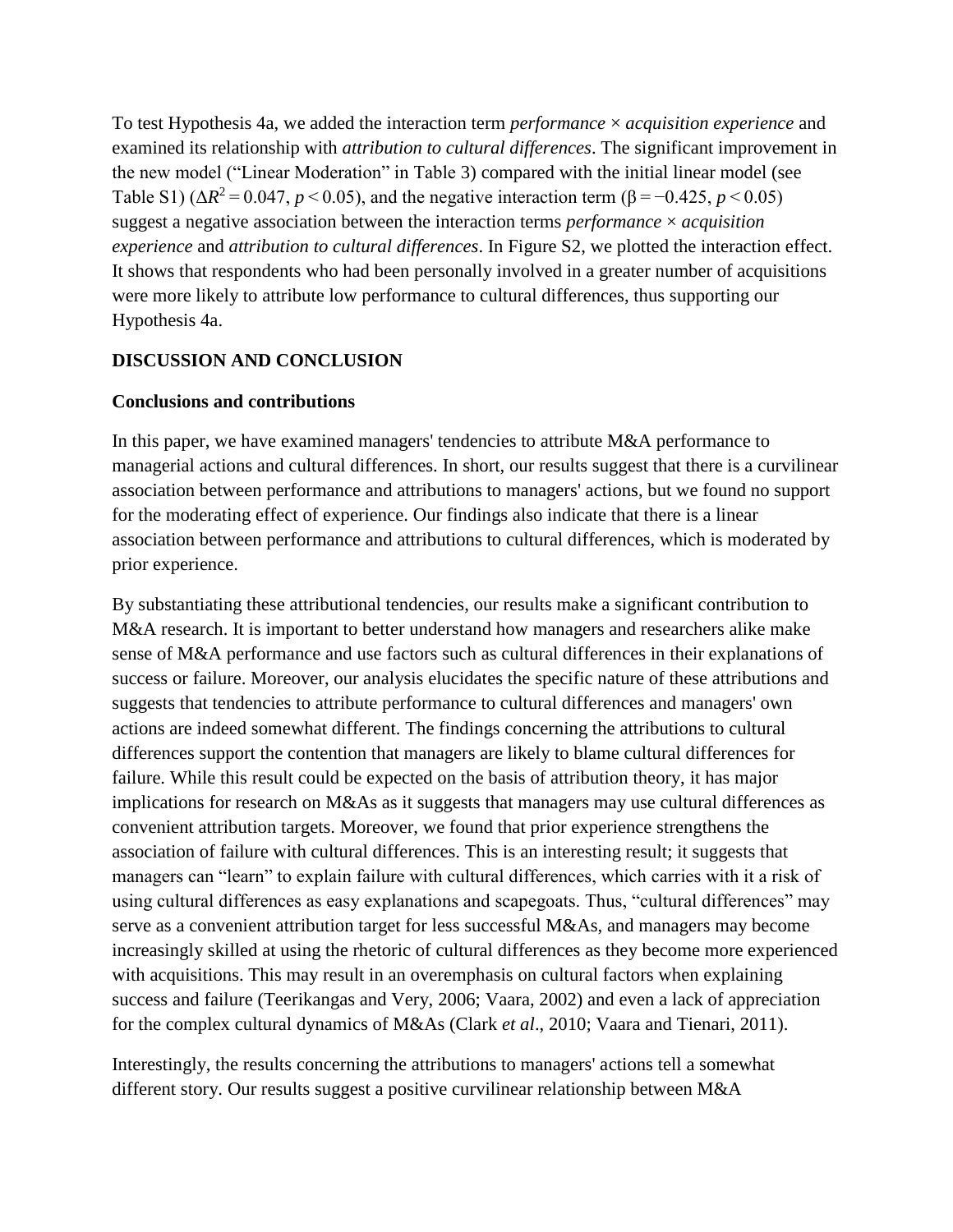To test Hypothesis 4a, we added the interaction term *performance* × *acquisition experience* and examined its relationship with *attribution to cultural differences*. The significant improvement in the new model ("Linear Moderation" in Table 3) compared with the initial linear model (see Table S1) ($\Delta R^2 = 0.047$, $p < 0.05$), and the negative interaction term ($\beta = -0.425$, $p < 0.05$) suggest a negative association between the interaction terms *performance* × *acquisition experience* and *attribution to cultural differences*. In Figure S2, we plotted the interaction effect. It shows that respondents who had been personally involved in a greater number of acquisitions were more likely to attribute low performance to cultural differences, thus supporting our Hypothesis 4a.

## DISCUSSION AND CONCLUSION

### Conclusions and contributions

In this paper, we have examined managers' tendencies to attribute M&A performance to managerial actions and cultural differences. In short, our results suggest that there is a curvilinear association between performance and attributions to managers' actions, but we found no support for the moderating effect of experience. Our findings also indicate that there is a linear association between performance and attributions to cultural differences, which is moderated by prior experience.

By substantiating these attributional tendencies, our results make a significant contribution to M&A research. It is important to better understand how managers and researchers alike make sense of M&A performance and use factors such as cultural differences in their explanations of success or failure. Moreover, our analysis elucidates the specific nature of these attributions and suggests that tendencies to attribute performance to cultural differences and managers' own actions are indeed somewhat different. The findings concerning the attributions to cultural differences support the contention that managers are likely to blame cultural differences for failure. While this result could be expected on the basis of attribution theory, it has major implications for research on M&As as it suggests that managers may use cultural differences as convenient attribution targets. Moreover, we found that prior experience strengthens the association of failure with cultural differences. This is an interesting result; it suggests that managers can "learn" to explain failure with cultural differences, which carries with it a risk of using cultural differences as easy explanations and scapegoats. Thus, "cultural differences" may serve as a convenient attribution target for less successful M&As, and managers may become increasingly skilled at using the rhetoric of cultural differences as they become more experienced with acquisitions. This may result in an overemphasis on cultural factors when explaining success and failure (Teerikangas and Very, 2006; Vaara, 2002) and even a lack of appreciation for the complex cultural dynamics of M&As (Clark *et al*., 2010; Vaara and Tienari, 2011).

Interestingly, the results concerning the attributions to managers' actions tell a somewhat different story. Our results suggest a positive curvilinear relationship between M&A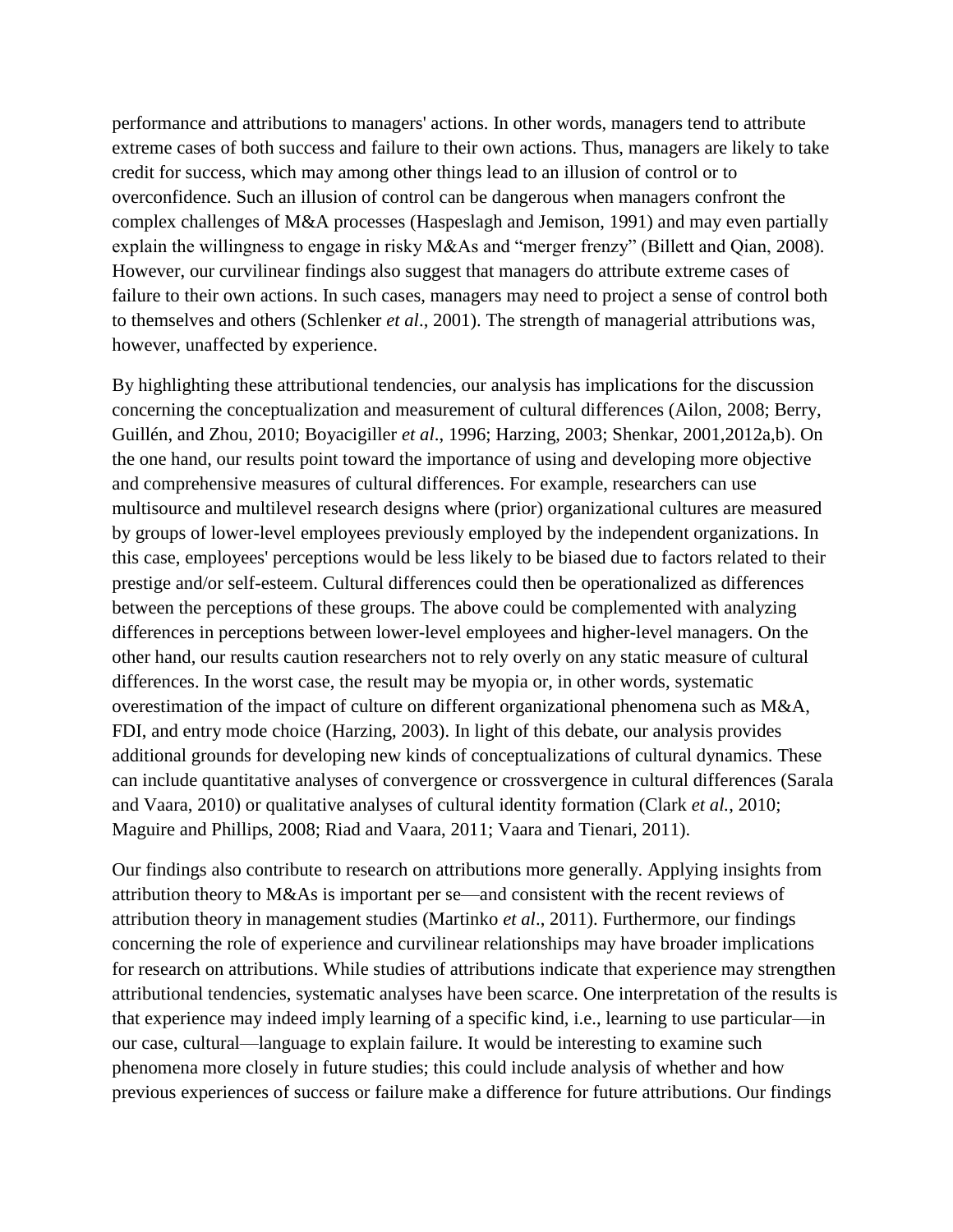performance and attributions to managers' actions. In other words, managers tend to attribute extreme cases of both success and failure to their own actions. Thus, managers are likely to take credit for success, which may among other things lead to an illusion of control or to overconfidence. Such an illusion of control can be dangerous when managers confront the complex challenges of M&A processes (Haspeslagh and Jemison, 1991) and may even partially explain the willingness to engage in risky M&As and "merger frenzy" (Billett and Qian, 2008). However, our curvilinear findings also suggest that managers do attribute extreme cases of failure to their own actions. In such cases, managers may need to project a sense of control both to themselves and others (Schlenker *et al*., 2001). The strength of managerial attributions was, however, unaffected by experience.

By highlighting these attributional tendencies, our analysis has implications for the discussion concerning the conceptualization and measurement of cultural differences (Ailon, 2008; Berry, Guillén, and Zhou, 2010; Boyacigiller *et al*., 1996; Harzing, 2003; Shenkar, 2001,2012a,b). On the one hand, our results point toward the importance of using and developing more objective and comprehensive measures of cultural differences. For example, researchers can use multisource and multilevel research designs where (prior) organizational cultures are measured by groups of lower-level employees previously employed by the independent organizations. In this case, employees' perceptions would be less likely to be biased due to factors related to their prestige and/or self-esteem. Cultural differences could then be operationalized as differences between the perceptions of these groups. The above could be complemented with analyzing differences in perceptions between lower-level employees and higher-level managers. On the other hand, our results caution researchers not to rely overly on any static measure of cultural differences. In the worst case, the result may be myopia or, in other words, systematic overestimation of the impact of culture on different organizational phenomena such as M&A, FDI, and entry mode choice (Harzing, 2003). In light of this debate, our analysis provides additional grounds for developing new kinds of conceptualizations of cultural dynamics. These can include quantitative analyses of convergence or crossvergence in cultural differences (Sarala and Vaara, 2010) or qualitative analyses of cultural identity formation (Clark *et al.*, 2010; Maguire and Phillips, 2008; Riad and Vaara, 2011; Vaara and Tienari, 2011).

Our findings also contribute to research on attributions more generally. Applying insights from attribution theory to M&As is important per se—and consistent with the recent reviews of attribution theory in management studies (Martinko *et al*., 2011). Furthermore, our findings concerning the role of experience and curvilinear relationships may have broader implications for research on attributions. While studies of attributions indicate that experience may strengthen attributional tendencies, systematic analyses have been scarce. One interpretation of the results is that experience may indeed imply learning of a specific kind, i.e., learning to use particular—in our case, cultural—language to explain failure. It would be interesting to examine such phenomena more closely in future studies; this could include analysis of whether and how previous experiences of success or failure make a difference for future attributions. Our findings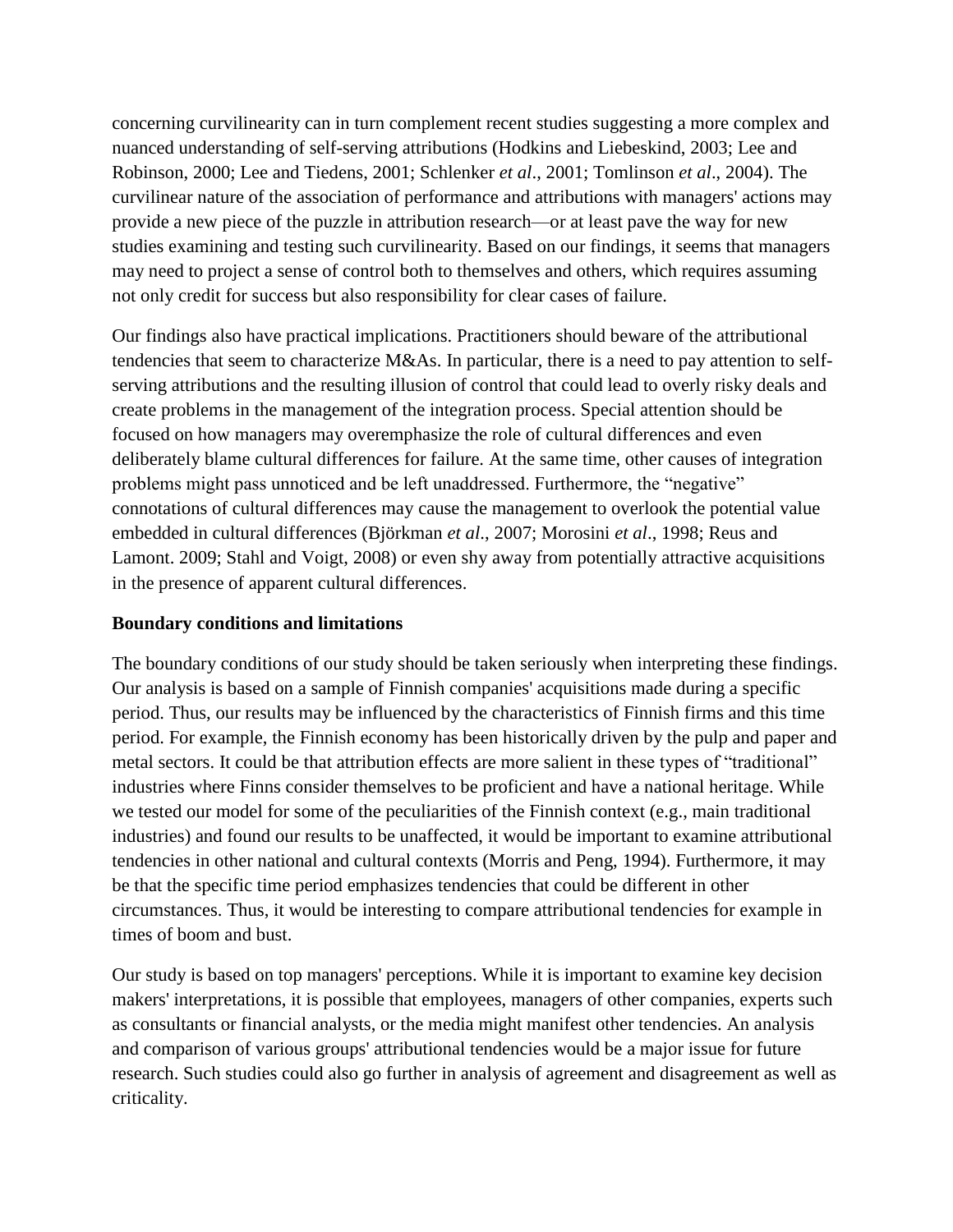concerning curvilinearity can in turn complement recent studies suggesting a more complex and nuanced understanding of self-serving attributions (Hodkins and Liebeskind, 2003; Lee and Robinson, 2000; Lee and Tiedens, 2001; Schlenker *et al*., 2001; Tomlinson *et al*., 2004). The curvilinear nature of the association of performance and attributions with managers' actions may provide a new piece of the puzzle in attribution research—or at least pave the way for new studies examining and testing such curvilinearity. Based on our findings, it seems that managers may need to project a sense of control both to themselves and others, which requires assuming not only credit for success but also responsibility for clear cases of failure.

Our findings also have practical implications. Practitioners should beware of the attributional tendencies that seem to characterize M&As. In particular, there is a need to pay attention to self-serving attributions and the resulting illusion of control that could lead to overly risky deals and create problems in the management of the integration process. Special attention should be focused on how managers may overemphasize the role of cultural differences and even deliberately blame cultural differences for failure. At the same time, other causes of integration problems might pass unnoticed and be left unaddressed. Furthermore, the "negative" connotations of cultural differences may cause the management to overlook the potential value embedded in cultural differences (Björkman *et al*., 2007; Morosini *et al*., 1998; Reus and Lamont. 2009; Stahl and Voigt, 2008) or even shy away from potentially attractive acquisitions in the presence of apparent cultural differences.

**Boundary conditions and limitations**

The boundary conditions of our study should be taken seriously when interpreting these findings. Our analysis is based on a sample of Finnish companies' acquisitions made during a specific period. Thus, our results may be influenced by the characteristics of Finnish firms and this time period. For example, the Finnish economy has been historically driven by the pulp and paper and metal sectors. It could be that attribution effects are more salient in these types of "traditional" industries where Finns consider themselves to be proficient and have a national heritage. While we tested our model for some of the peculiarities of the Finnish context (e.g., main traditional industries) and found our results to be unaffected, it would be important to examine attributional tendencies in other national and cultural contexts (Morris and Peng, 1994). Furthermore, it may be that the specific time period emphasizes tendencies that could be different in other circumstances. Thus, it would be interesting to compare attributional tendencies for example in times of boom and bust.

Our study is based on top managers' perceptions. While it is important to examine key decision makers' interpretations, it is possible that employees, managers of other companies, experts such as consultants or financial analysts, or the media might manifest other tendencies. An analysis and comparison of various groups' attributional tendencies would be a major issue for future research. Such studies could also go further in analysis of agreement and disagreement as well as criticality.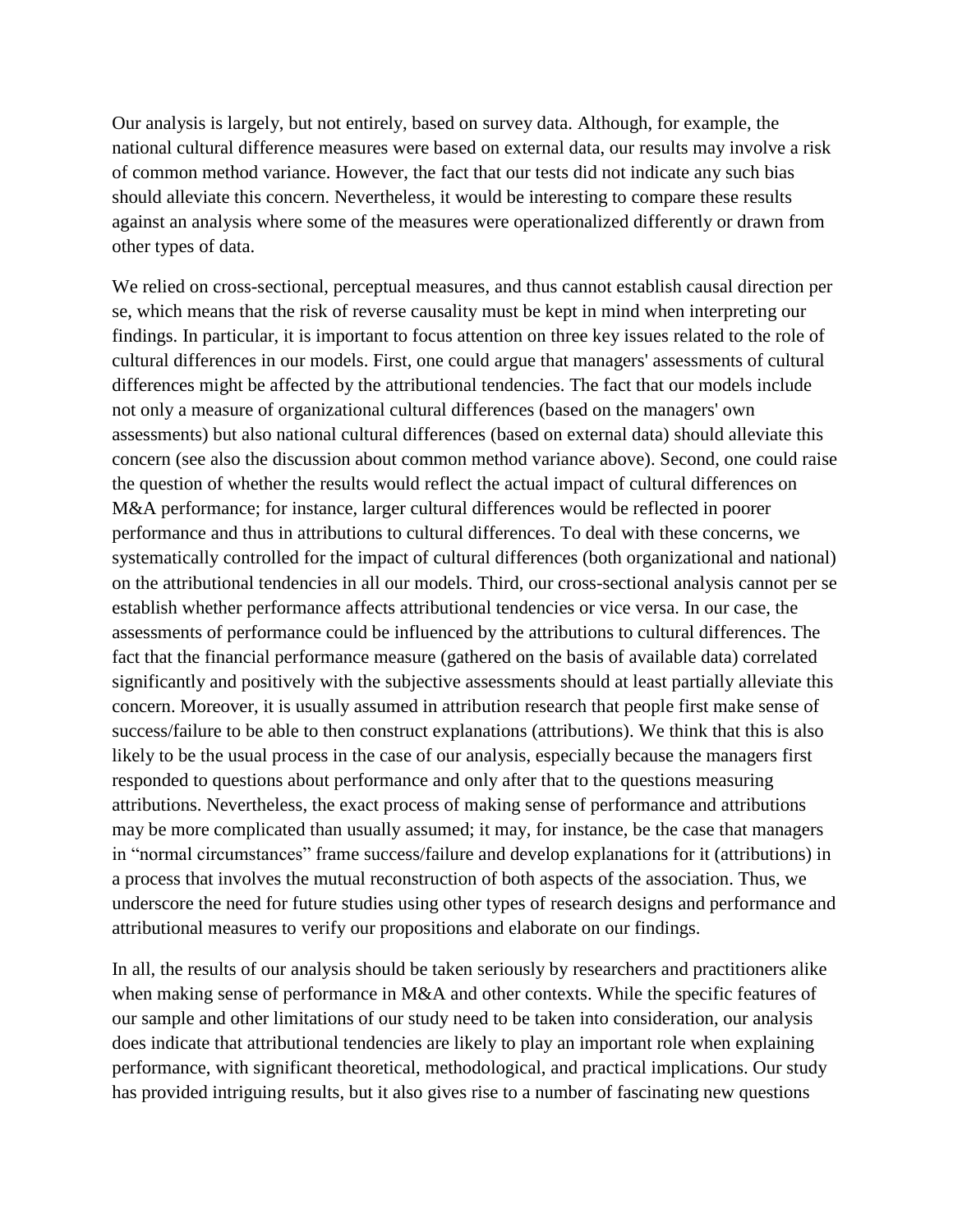Our analysis is largely, but not entirely, based on survey data. Although, for example, the national cultural difference measures were based on external data, our results may involve a risk of common method variance. However, the fact that our tests did not indicate any such bias should alleviate this concern. Nevertheless, it would be interesting to compare these results against an analysis where some of the measures were operationalized differently or drawn from other types of data.

We relied on cross-sectional, perceptual measures, and thus cannot establish causal direction per se, which means that the risk of reverse causality must be kept in mind when interpreting our findings. In particular, it is important to focus attention on three key issues related to the role of cultural differences in our models. First, one could argue that managers' assessments of cultural differences might be affected by the attributional tendencies. The fact that our models include not only a measure of organizational cultural differences (based on the managers' own assessments) but also national cultural differences (based on external data) should alleviate this concern (see also the discussion about common method variance above). Second, one could raise the question of whether the results would reflect the actual impact of cultural differences on M&A performance; for instance, larger cultural differences would be reflected in poorer performance and thus in attributions to cultural differences. To deal with these concerns, we systematically controlled for the impact of cultural differences (both organizational and national) on the attributional tendencies in all our models. Third, our cross-sectional analysis cannot per se establish whether performance affects attributional tendencies or vice versa. In our case, the assessments of performance could be influenced by the attributions to cultural differences. The fact that the financial performance measure (gathered on the basis of available data) correlated significantly and positively with the subjective assessments should at least partially alleviate this concern. Moreover, it is usually assumed in attribution research that people first make sense of success/failure to be able to then construct explanations (attributions). We think that this is also likely to be the usual process in the case of our analysis, especially because the managers first responded to questions about performance and only after that to the questions measuring attributions. Nevertheless, the exact process of making sense of performance and attributions may be more complicated than usually assumed; it may, for instance, be the case that managers in "normal circumstances" frame success/failure and develop explanations for it (attributions) in a process that involves the mutual reconstruction of both aspects of the association. Thus, we underscore the need for future studies using other types of research designs and performance and attributional measures to verify our propositions and elaborate on our findings.

In all, the results of our analysis should be taken seriously by researchers and practitioners alike when making sense of performance in M&A and other contexts. While the specific features of our sample and other limitations of our study need to be taken into consideration, our analysis does indicate that attributional tendencies are likely to play an important role when explaining performance, with significant theoretical, methodological, and practical implications. Our study has provided intriguing results, but it also gives rise to a number of fascinating new questions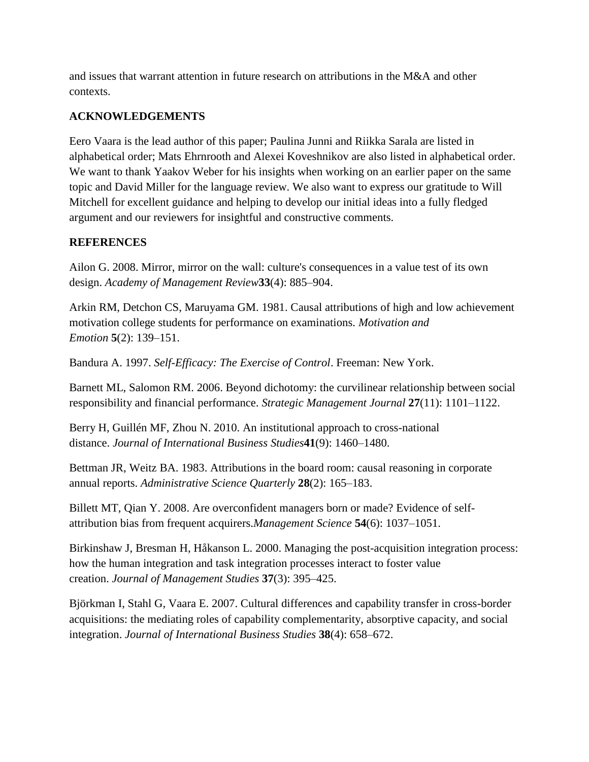and issues that warrant attention in future research on attributions in the M&A and other contexts.

## ACKNOWLEDGEMENTS

Eero Vaara is the lead author of this paper; Paulina Junni and Riikka Sarala are listed in alphabetical order; Mats Ehrnrooth and Alexei Koveshnikov are also listed in alphabetical order. We want to thank Yaakov Weber for his insights when working on an earlier paper on the same topic and David Miller for the language review. We also want to express our gratitude to Will Mitchell for excellent guidance and helping to develop our initial ideas into a fully fledged argument and our reviewers for insightful and constructive comments.

## REFERENCES

Ailon G. 2008. Mirror, mirror on the wall: culture's consequences in a value test of its own design. *Academy of Management Review* **33**(4): 885–904.

Arkin RM, Detchon CS, Maruyama GM. 1981. Causal attributions of high and low achievement motivation college students for performance on examinations. *Motivation and Emotion* **5**(2): 139–151.

Bandura A. 1997. *Self-Efficacy: The Exercise of Control*. Freeman: New York.

Barnett ML, Salomon RM. 2006. Beyond dichotomy: the curvilinear relationship between social responsibility and financial performance. *Strategic Management Journal* **27**(11): 1101–1122.

Berry H, Guillén MF, Zhou N. 2010. An institutional approach to cross-national distance. *Journal of International Business Studies* **41**(9): 1460–1480.

Bettman JR, Weitz BA. 1983. Attributions in the board room: causal reasoning in corporate annual reports. *Administrative Science Quarterly* **28**(2): 165–183.

Billett MT, Qian Y. 2008. Are overconfident managers born or made? Evidence of self-attribution bias from frequent acquirers. *Management Science* **54**(6): 1037–1051.

Birkinshaw J, Bresman H, Håkanson L. 2000. Managing the post-acquisition integration process: how the human integration and task integration processes interact to foster value creation. *Journal of Management Studies* **37**(3): 395–425.

Björkman I, Stahl G, Vaara E. 2007. Cultural differences and capability transfer in cross-border acquisitions: the mediating roles of capability complementarity, absorptive capacity, and social integration. *Journal of International Business Studies* **38**(4): 658–672.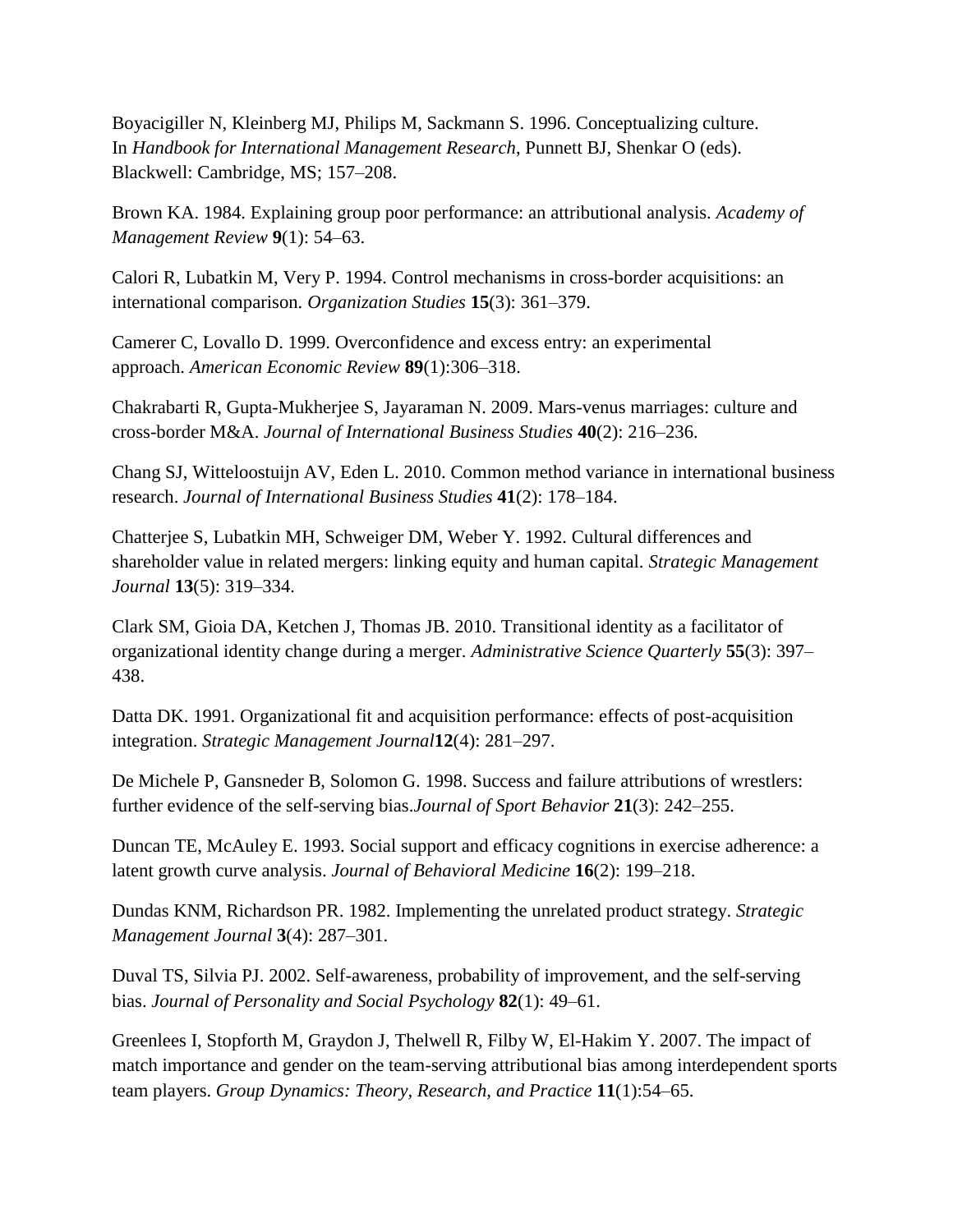Boyacigiller N, Kleinberg MJ, Philips M, Sackmann S. 1996. Conceptualizing culture. In *Handbook for International Management Research*, Punnett BJ, Shenkar O (eds). Blackwell: Cambridge, MS; 157–208.

Brown KA. 1984. Explaining group poor performance: an attributional analysis. *Academy of Management Review* **9**(1): 54–63.

Calori R, Lubatkin M, Very P. 1994. Control mechanisms in cross-border acquisitions: an international comparison. *Organization Studies* **15**(3): 361–379.

Camerer C, Lovallo D. 1999. Overconfidence and excess entry: an experimental approach. *American Economic Review* **89**(1):306–318.

Chakrabarti R, Gupta-Mukherjee S, Jayaraman N. 2009. Mars-venus marriages: culture and cross-border M&A. *Journal of International Business Studies* **40**(2): 216–236.

Chang SJ, Witteloostuijn AV, Eden L. 2010. Common method variance in international business research. *Journal of International Business Studies* **41**(2): 178–184.

Chatterjee S, Lubatkin MH, Schweiger DM, Weber Y. 1992. Cultural differences and shareholder value in related mergers: linking equity and human capital. *Strategic Management Journal* **13**(5): 319–334.

Clark SM, Gioia DA, Ketchen J, Thomas JB. 2010. Transitional identity as a facilitator of organizational identity change during a merger. *Administrative Science Quarterly* **55**(3): 397–438.

Datta DK. 1991. Organizational fit and acquisition performance: effects of post-acquisition integration. *Strategic Management Journal***12**(4): 281–297.

De Michele P, Gansneder B, Solomon G. 1998. Success and failure attributions of wrestlers: further evidence of the self-serving bias.*Journal of Sport Behavior* **21**(3): 242–255.

Duncan TE, McAuley E. 1993. Social support and efficacy cognitions in exercise adherence: a latent growth curve analysis. *Journal of Behavioral Medicine* **16**(2): 199–218.

Dundas KNM, Richardson PR. 1982. Implementing the unrelated product strategy. *Strategic Management Journal* **3**(4): 287–301.

Duval TS, Silvia PJ. 2002. Self-awareness, probability of improvement, and the self-serving bias. *Journal of Personality and Social Psychology* **82**(1): 49–61.

Greenlees I, Stopforth M, Graydon J, Thelwell R, Filby W, El-Hakim Y. 2007. The impact of match importance and gender on the team-serving attributional bias among interdependent sports team players. *Group Dynamics: Theory, Research, and Practice* **11**(1):54–65.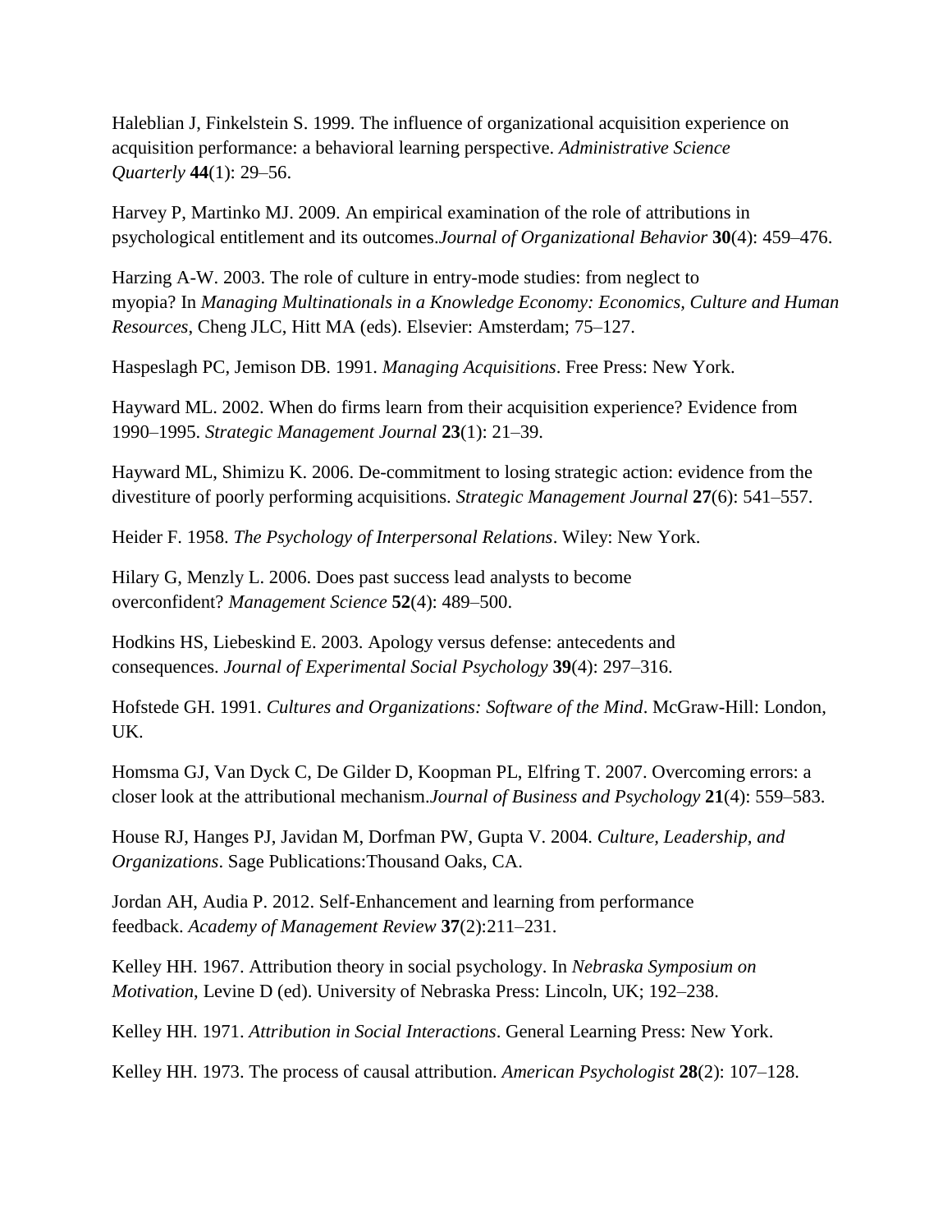Haleblian J, Finkelstein S. 1999. The influence of organizational acquisition experience on acquisition performance: a behavioral learning perspective. *Administrative Science Quarterly* **44**(1): 29–56.

Harvey P, Martinko MJ. 2009. An empirical examination of the role of attributions in psychological entitlement and its outcomes.*Journal of Organizational Behavior* **30**(4): 459–476.

Harzing A-W. 2003. The role of culture in entry-mode studies: from neglect to myopia? In *Managing Multinationals in a Knowledge Economy: Economics, Culture and Human Resources*, Cheng JLC, Hitt MA (eds). Elsevier: Amsterdam; 75–127.

Haspeslagh PC, Jemison DB. 1991. *Managing Acquisitions*. Free Press: New York.

Hayward ML. 2002. When do firms learn from their acquisition experience? Evidence from 1990–1995. *Strategic Management Journal* **23**(1): 21–39.

Hayward ML, Shimizu K. 2006. De-commitment to losing strategic action: evidence from the divestiture of poorly performing acquisitions. *Strategic Management Journal* **27**(6): 541–557.

Heider F. 1958. *The Psychology of Interpersonal Relations*. Wiley: New York.

Hilary G, Menzly L. 2006. Does past success lead analysts to become overconfident? *Management Science* **52**(4): 489–500.

Hodkins HS, Liebeskind E. 2003. Apology versus defense: antecedents and consequences. *Journal of Experimental Social Psychology* **39**(4): 297–316.

Hofstede GH. 1991. *Cultures and Organizations: Software of the Mind*. McGraw-Hill: London, UK.

Homsma GJ, Van Dyck C, De Gilder D, Koopman PL, Elfring T. 2007. Overcoming errors: a closer look at the attributional mechanism.*Journal of Business and Psychology* **21**(4): 559–583.

House RJ, Hanges PJ, Javidan M, Dorfman PW, Gupta V. 2004. *Culture, Leadership, and Organizations*. Sage Publications:Thousand Oaks, CA.

Jordan AH, Audia P. 2012. Self-Enhancement and learning from performance feedback. *Academy of Management Review* **37**(2):211–231.

Kelley HH. 1967. Attribution theory in social psychology. In *Nebraska Symposium on Motivation*, Levine D (ed). University of Nebraska Press: Lincoln, UK; 192–238.

Kelley HH. 1971. *Attribution in Social Interactions*. General Learning Press: New York.

Kelley HH. 1973. The process of causal attribution. *American Psychologist* **28**(2): 107–128.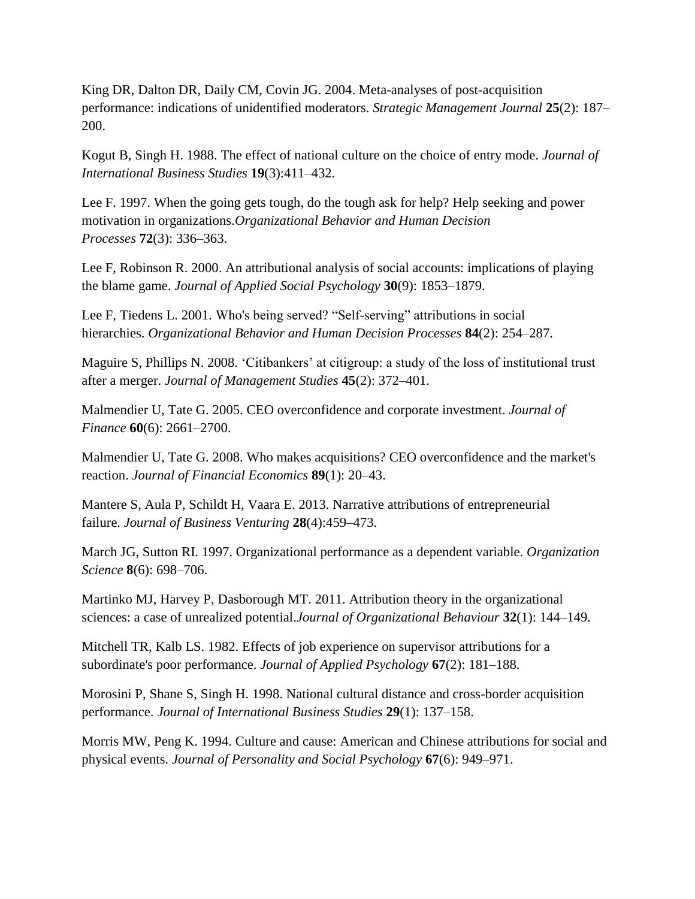King DR, Dalton DR, Daily CM, Covin JG. 2004. Meta-analyses of post-acquisition performance: indications of unidentified moderators. *Strategic Management Journal* **25**(2): 187–200.

Kogut B, Singh H. 1988. The effect of national culture on the choice of entry mode. *Journal of International Business Studies* **19**(3):411–432.

Lee F. 1997. When the going gets tough, do the tough ask for help? Help seeking and power motivation in organizations.*Organizational Behavior and Human Decision Processes* **72**(3): 336–363.

Lee F, Robinson R. 2000. An attributional analysis of social accounts: implications of playing the blame game. *Journal of Applied Social Psychology* **30**(9): 1853–1879.

Lee F, Tiedens L. 2001. Who's being served? "Self-serving" attributions in social hierarchies. *Organizational Behavior and Human Decision Processes* **84**(2): 254–287.

Maguire S, Phillips N. 2008. 'Citibankers' at citigroup: a study of the loss of institutional trust after a merger. *Journal of Management Studies* **45**(2): 372–401.

Malmendier U, Tate G. 2005. CEO overconfidence and corporate investment. *Journal of Finance* **60**(6): 2661–2700.

Malmendier U, Tate G. 2008. Who makes acquisitions? CEO overconfidence and the market's reaction. *Journal of Financial Economics* **89**(1): 20–43.

Mantere S, Aula P, Schildt H, Vaara E. 2013. Narrative attributions of entrepreneurial failure. *Journal of Business Venturing* **28**(4):459–473.

March JG, Sutton RI. 1997. Organizational performance as a dependent variable. *Organization Science* **8**(6): 698–706.

Martinko MJ, Harvey P, Dasborough MT. 2011. Attribution theory in the organizational sciences: a case of unrealized potential.*Journal of Organizational Behaviour* **32**(1): 144–149.

Mitchell TR, Kalb LS. 1982. Effects of job experience on supervisor attributions for a subordinate's poor performance. *Journal of Applied Psychology* **67**(2): 181–188.

Morosini P, Shane S, Singh H. 1998. National cultural distance and cross-border acquisition performance. *Journal of International Business Studies* **29**(1): 137–158.

Morris MW, Peng K. 1994. Culture and cause: American and Chinese attributions for social and physical events. *Journal of Personality and Social Psychology* **67**(6): 949–971.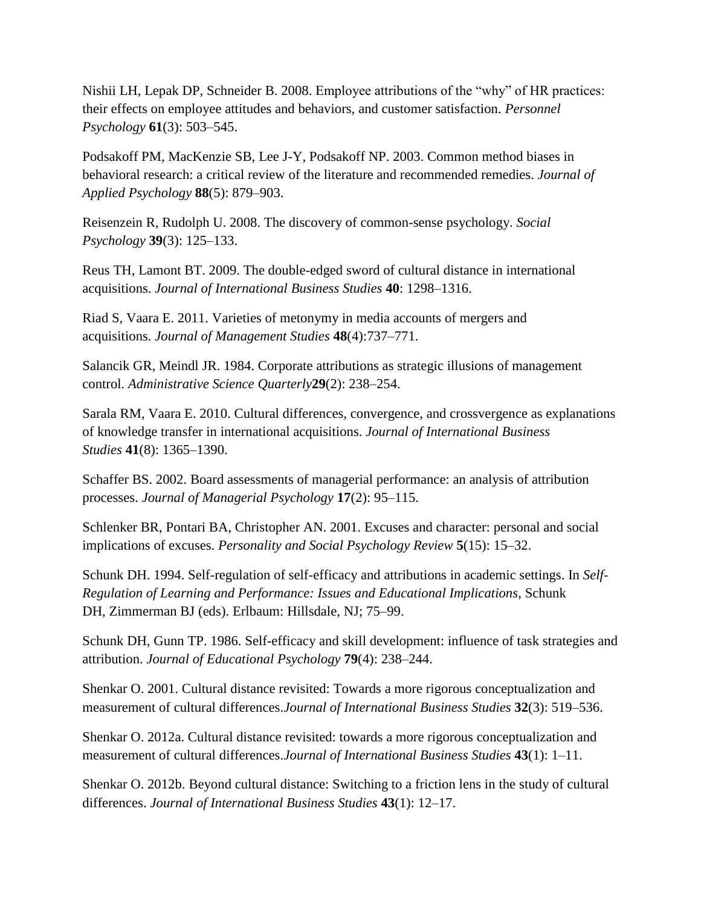Nishii LH, Lepak DP, Schneider B. 2008. Employee attributions of the "why" of HR practices: their effects on employee attitudes and behaviors, and customer satisfaction. *Personnel Psychology* **61**(3): 503–545.

Podsakoff PM, MacKenzie SB, Lee J-Y, Podsakoff NP. 2003. Common method biases in behavioral research: a critical review of the literature and recommended remedies. *Journal of Applied Psychology* **88**(5): 879–903.

Reisenzein R, Rudolph U. 2008. The discovery of common-sense psychology. *Social Psychology* **39**(3): 125–133.

Reus TH, Lamont BT. 2009. The double-edged sword of cultural distance in international acquisitions. *Journal of International Business Studies* **40**: 1298–1316.

Riad S, Vaara E. 2011. Varieties of metonymy in media accounts of mergers and acquisitions. *Journal of Management Studies* **48**(4):737–771.

Salancik GR, Meindl JR. 1984. Corporate attributions as strategic illusions of management control. *Administrative Science Quarterly***29**(2): 238–254.

Sarala RM, Vaara E. 2010. Cultural differences, convergence, and crossvergence as explanations of knowledge transfer in international acquisitions. *Journal of International Business Studies* **41**(8): 1365–1390.

Schaffer BS. 2002. Board assessments of managerial performance: an analysis of attribution processes. *Journal of Managerial Psychology* **17**(2): 95–115.

Schlenker BR, Pontari BA, Christopher AN. 2001. Excuses and character: personal and social implications of excuses. *Personality and Social Psychology Review* **5**(15): 15–32.

Schunk DH. 1994. Self-regulation of self-efficacy and attributions in academic settings. In *Self-Regulation of Learning and Performance: Issues and Educational Implications*, Schunk DH, Zimmerman BJ (eds). Erlbaum: Hillsdale, NJ; 75–99.

Schunk DH, Gunn TP. 1986. Self-efficacy and skill development: influence of task strategies and attribution. *Journal of Educational Psychology* **79**(4): 238–244.

Shenkar O. 2001. Cultural distance revisited: Towards a more rigorous conceptualization and measurement of cultural differences.*Journal of International Business Studies* **32**(3): 519–536.

Shenkar O. 2012a. Cultural distance revisited: towards a more rigorous conceptualization and measurement of cultural differences.*Journal of International Business Studies* **43**(1): 1–11.

Shenkar O. 2012b. Beyond cultural distance: Switching to a friction lens in the study of cultural differences. *Journal of International Business Studies* **43**(1): 12–17.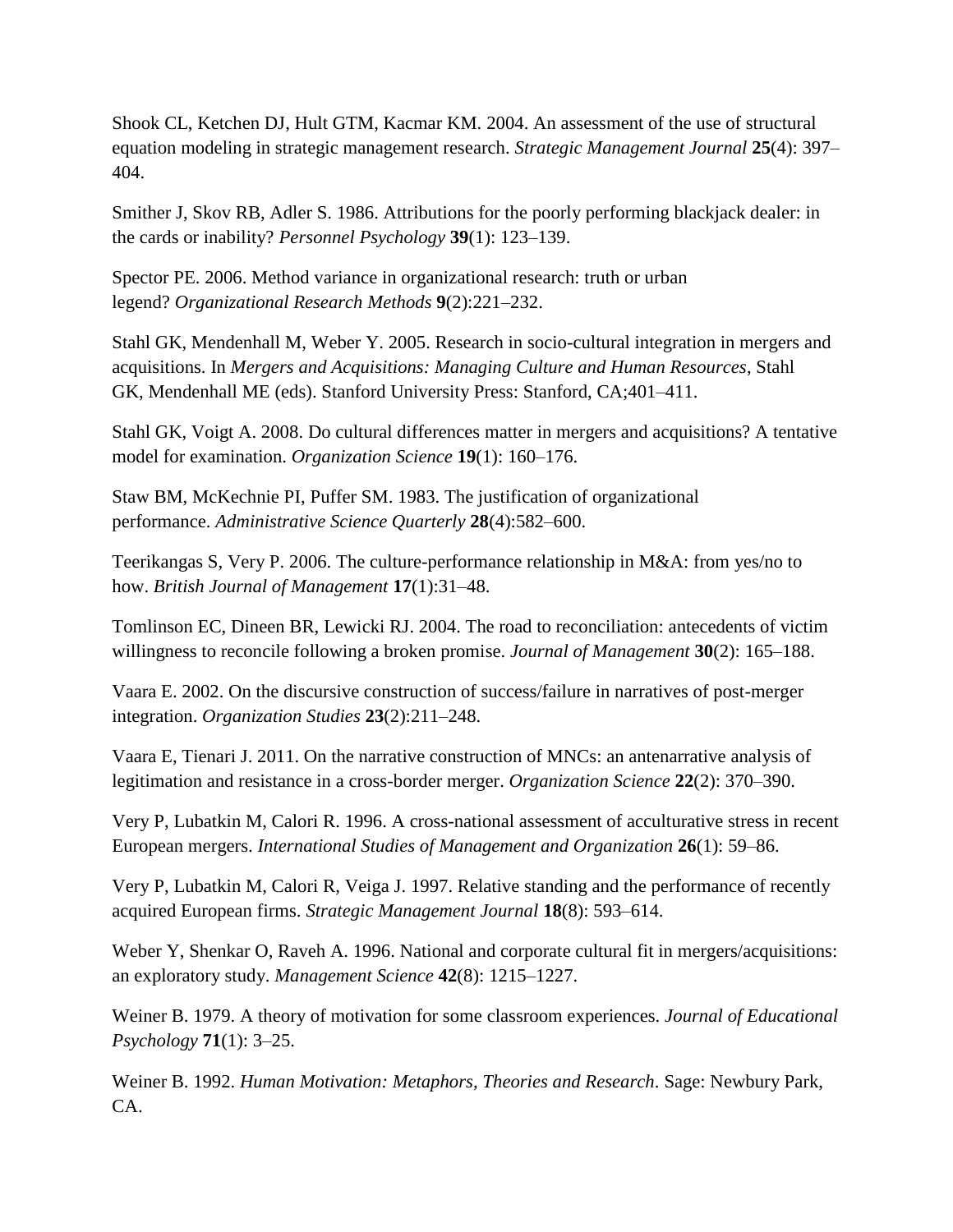Shook CL, Ketchen DJ, Hult GTM, Kacmar KM. 2004. An assessment of the use of structural equation modeling in strategic management research. *Strategic Management Journal* **25**(4): 397–404.

Smither J, Skov RB, Adler S. 1986. Attributions for the poorly performing blackjack dealer: in the cards or inability? *Personnel Psychology* **39**(1): 123–139.

Spector PE. 2006. Method variance in organizational research: truth or urban legend? *Organizational Research Methods* **9**(2):221–232.

Stahl GK, Mendenhall M, Weber Y. 2005. Research in socio-cultural integration in mergers and acquisitions. In *Mergers and Acquisitions: Managing Culture and Human Resources*, Stahl GK, Mendenhall ME (eds). Stanford University Press: Stanford, CA;401–411.

Stahl GK, Voigt A. 2008. Do cultural differences matter in mergers and acquisitions? A tentative model for examination. *Organization Science* **19**(1): 160–176.

Staw BM, McKechnie PI, Puffer SM. 1983. The justification of organizational performance. *Administrative Science Quarterly* **28**(4):582–600.

Teerikangas S, Very P. 2006. The culture-performance relationship in M&A: from yes/no to how. *British Journal of Management* **17**(1):31–48.

Tomlinson EC, Dineen BR, Lewicki RJ. 2004. The road to reconciliation: antecedents of victim willingness to reconcile following a broken promise. *Journal of Management* **30**(2): 165–188.

Vaara E. 2002. On the discursive construction of success/failure in narratives of post-merger integration. *Organization Studies* **23**(2):211–248.

Vaara E, Tienari J. 2011. On the narrative construction of MNCs: an antenarrative analysis of legitimation and resistance in a cross-border merger. *Organization Science* **22**(2): 370–390.

Very P, Lubatkin M, Calori R. 1996. A cross-national assessment of acculturative stress in recent European mergers. *International Studies of Management and Organization* **26**(1): 59–86.

Very P, Lubatkin M, Calori R, Veiga J. 1997. Relative standing and the performance of recently acquired European firms. *Strategic Management Journal* **18**(8): 593–614.

Weber Y, Shenkar O, Raveh A. 1996. National and corporate cultural fit in mergers/acquisitions: an exploratory study. *Management Science* **42**(8): 1215–1227.

Weiner B. 1979. A theory of motivation for some classroom experiences. *Journal of Educational Psychology* **71**(1): 3–25.

Weiner B. 1992. *Human Motivation: Metaphors, Theories and Research*. Sage: Newbury Park, CA.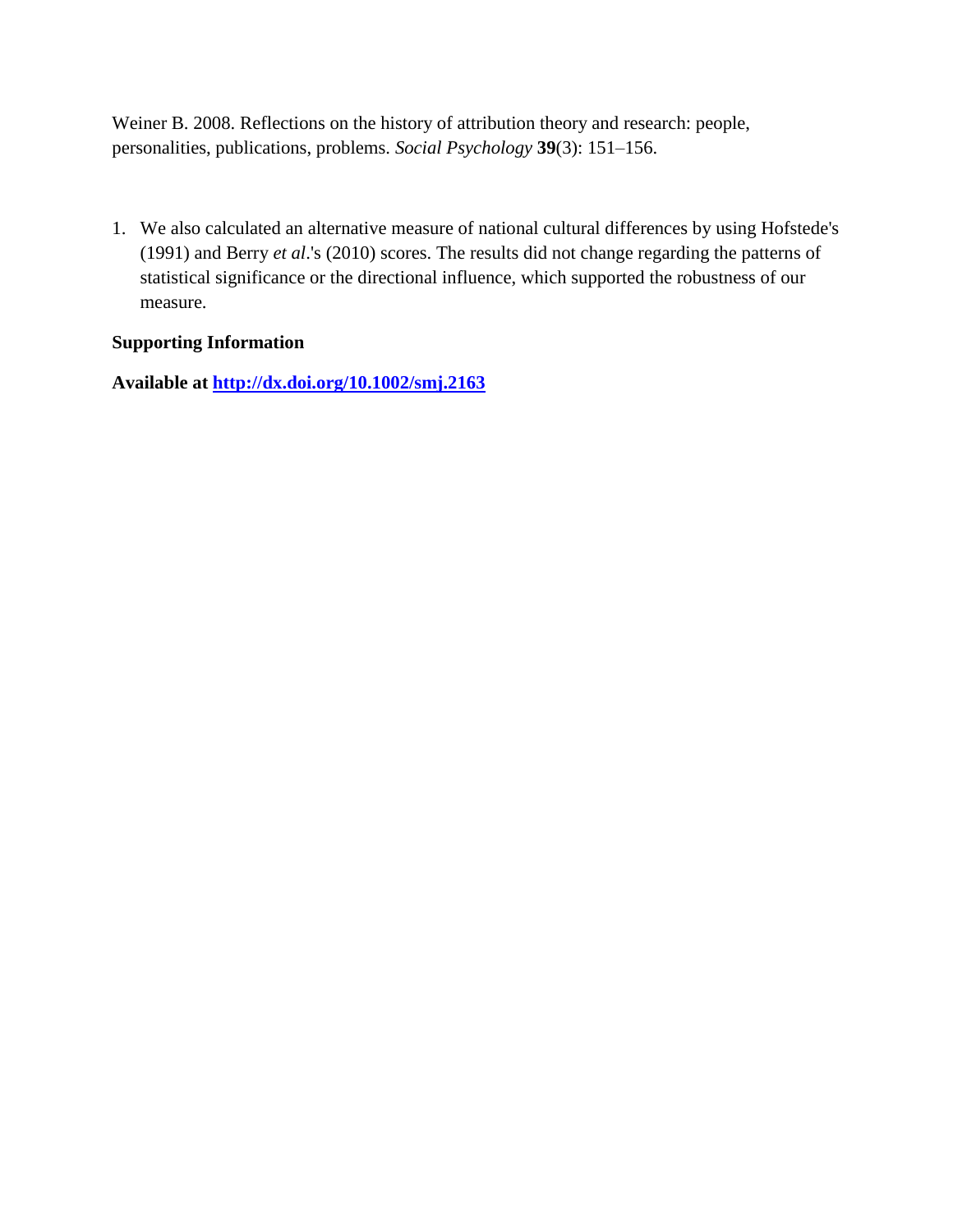Weiner B. 2008. Reflections on the history of attribution theory and research: people, personalities, publications, problems. *Social Psychology* **39**(3): 151–156.

1. We also calculated an alternative measure of national cultural differences by using Hofstede's (1991) and Berry *et al*.'s (2010) scores. The results did not change regarding the patterns of statistical significance or the directional influence, which supported the robustness of our measure.

**Supporting Information**

**Available at [http://dx.doi.org/10.1002/smj.2163](http://dx.doi.org/10.1002/smj.2163)**